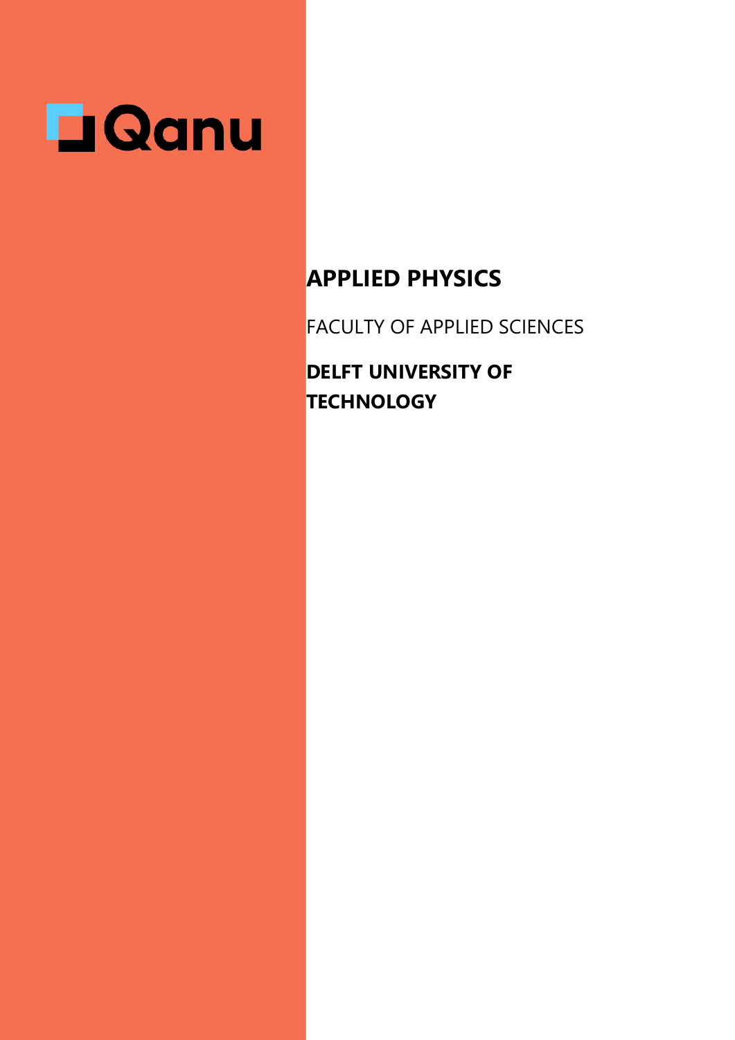Qanu

# APPLIED PHYSICS

FACULTY OF APPLIED SCIENCES

**DELFT UNIVERSITY OF TECHNOLOGY**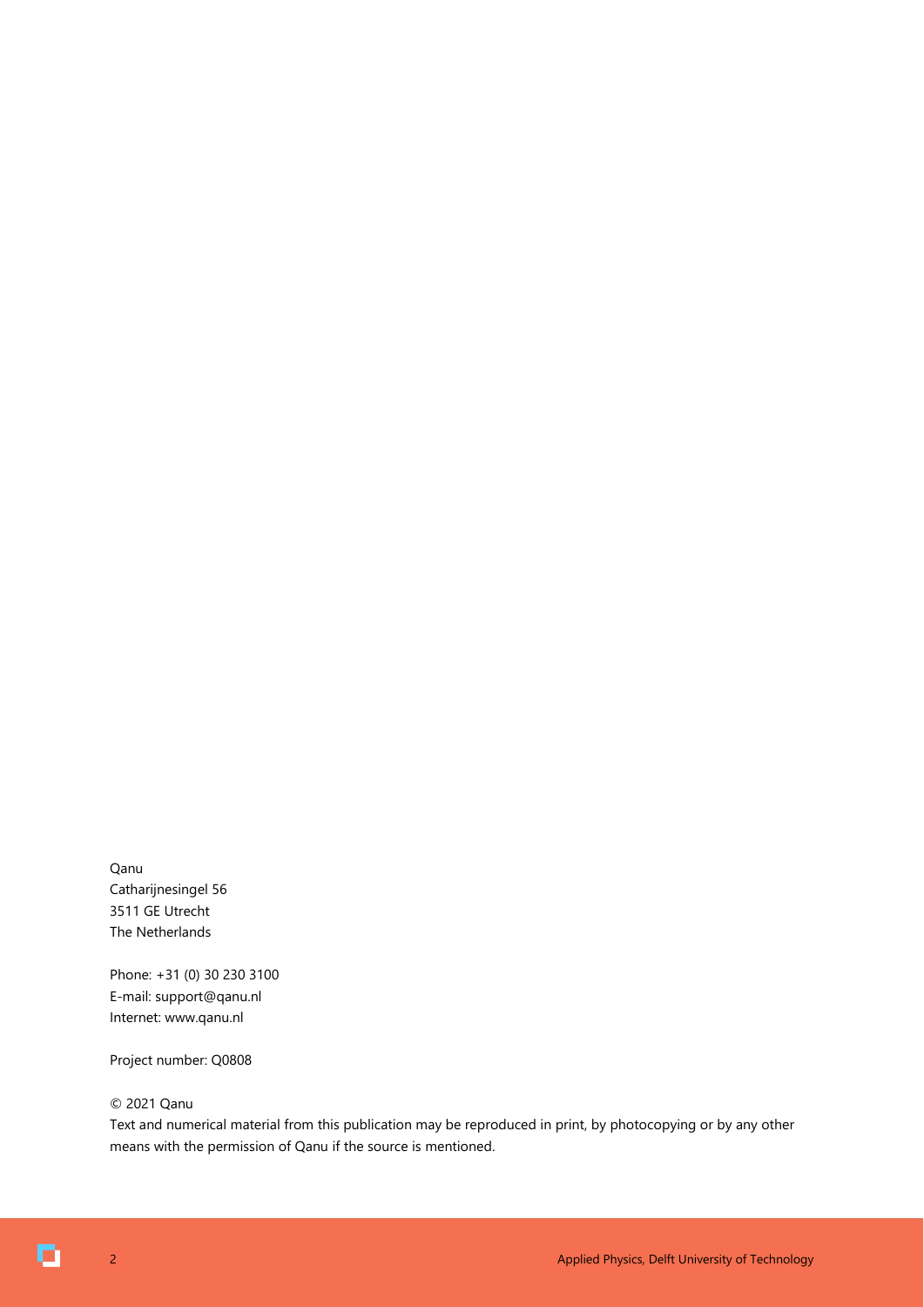Qanu
Catharijnesingel 56
3511 GE Utrecht
The Netherlands

Phone: +31 (0) 30 230 3100
E-mail: support@qanu.nl
Internet: www.qanu.nl

Project number: Q0808

© 2021 Qanu
Text and numerical material from this publication may be reproduced in print, by photocopying or by any other means with the permission of Qanu if the source is mentioned.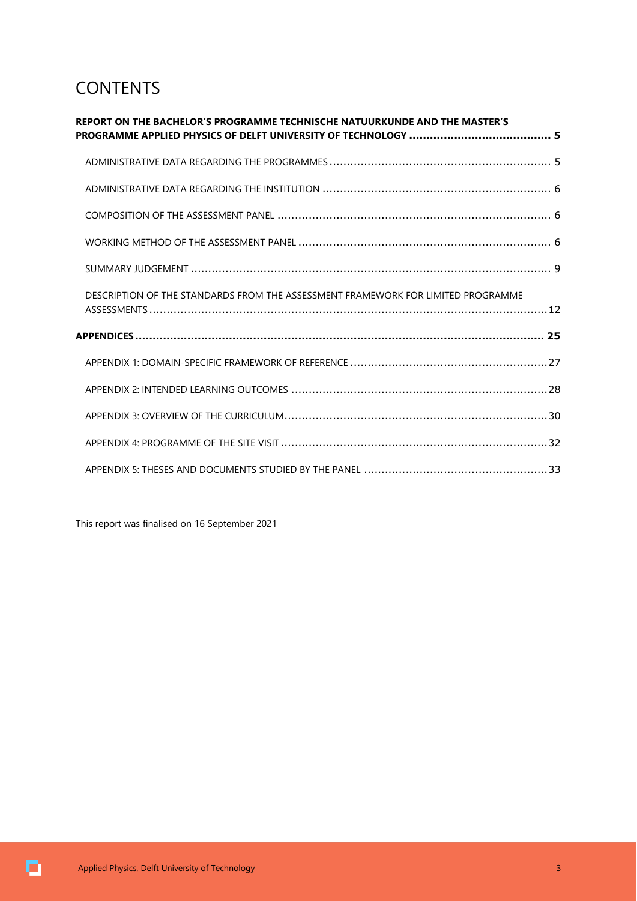# CONTENTS

**REPORT ON THE BACHELOR'S PROGRAMME TECHNISCHE NATUURKUNDE AND THE MASTER'S PROGRAMME APPLIED PHYSICS OF DELFT UNIVERSITY OF TECHNOLOGY ........................................ 5**

ADMINISTRATIVE DATA REGARDING THE PROGRAMMES ............................................................... 5

ADMINISTRATIVE DATA REGARDING THE INSTITUTION ................................................................ 6

COMPOSITION OF THE ASSESSMENT PANEL ............................................................................... 6

WORKING METHOD OF THE ASSESSMENT PANEL ........................................................................ 6

SUMMARY JUDGEMENT ................................................................................................................ 9

DESCRIPTION OF THE STANDARDS FROM THE ASSESSMENT FRAMEWORK FOR LIMITED PROGRAMME ASSESSMENTS ................................................................................................................. 12

**APPENDICES ..................................................................................................................... 25**

APPENDIX 1: DOMAIN-SPECIFIC FRAMEWORK OF REFERENCE ......................................................... 27

APPENDIX 2: INTENDED LEARNING OUTCOMES ......................................................................... 28

APPENDIX 3: OVERVIEW OF THE CURRICULUM ........................................................................... 30

APPENDIX 4: PROGRAMME OF THE SITE VISIT ............................................................................ 32

APPENDIX 5: THESES AND DOCUMENTS STUDIED BY THE PANEL .................................................... 33

This report was finalised on 16 September 2021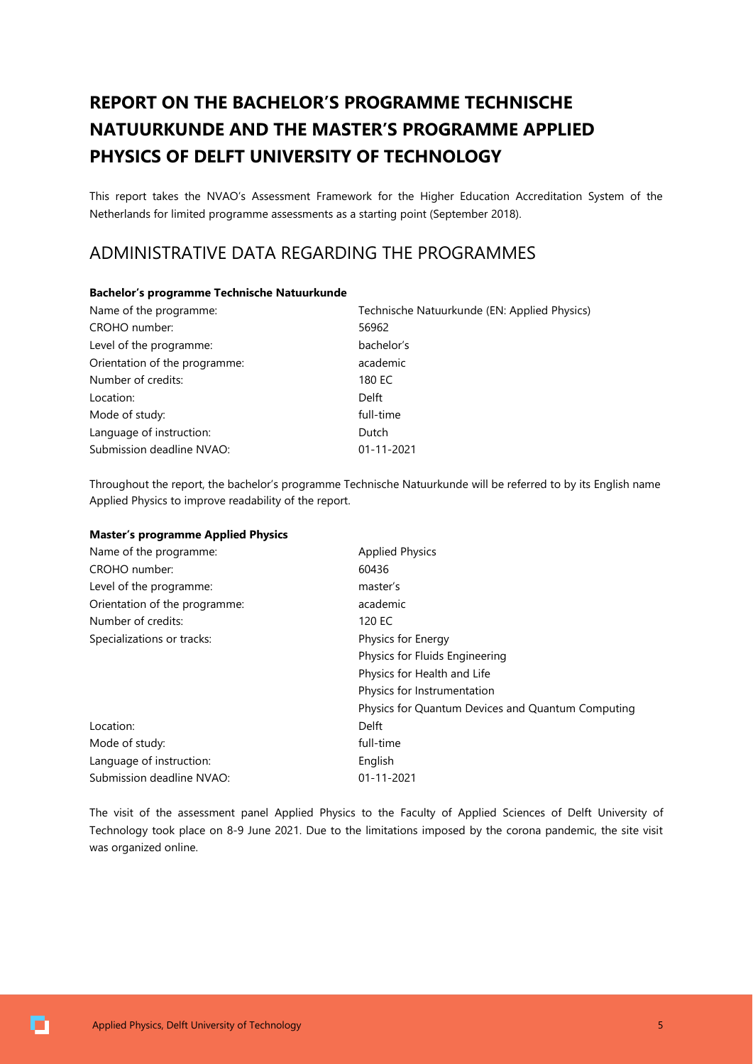# REPORT ON THE BACHELOR'S PROGRAMME TECHNISCHE NATUURKUNDE AND THE MASTER'S PROGRAMME APPLIED PHYSICS OF DELFT UNIVERSITY OF TECHNOLOGY

This report takes the NVAO's Assessment Framework for the Higher Education Accreditation System of the Netherlands for limited programme assessments as a starting point (September 2018).

## ADMINISTRATIVE DATA REGARDING THE PROGRAMMES

**Bachelor's programme Technische Natuurkunde**

| | |
|---|---|
| Name of the programme: | Technische Natuurkunde (EN: Applied Physics) |
| CROHO number: | 56962 |
| Level of the programme: | bachelor's |
| Orientation of the programme: | academic |
| Number of credits: | 180 EC |
| Location: | Delft |
| Mode of study: | full-time |
| Language of instruction: | Dutch |
| Submission deadline NVAO: | 01-11-2021 |

Throughout the report, the bachelor's programme Technische Natuurkunde will be referred to by its English name Applied Physics to improve readability of the report.

**Master's programme Applied Physics**

| | |
|---|---|
| Name of the programme: | Applied Physics |
| CROHO number: | 60436 |
| Level of the programme: | master's |
| Orientation of the programme: | academic |
| Number of credits: | 120 EC |
| Specializations or tracks: | Physics for Energy |
| | Physics for Fluids Engineering |
| | Physics for Health and Life |
| | Physics for Instrumentation |
| | Physics for Quantum Devices and Quantum Computing |
| Location: | Delft |
| Mode of study: | full-time |
| Language of instruction: | English |
| Submission deadline NVAO: | 01-11-2021 |

The visit of the assessment panel Applied Physics to the Faculty of Applied Sciences of Delft University of Technology took place on 8-9 June 2021. Due to the limitations imposed by the corona pandemic, the site visit was organized online.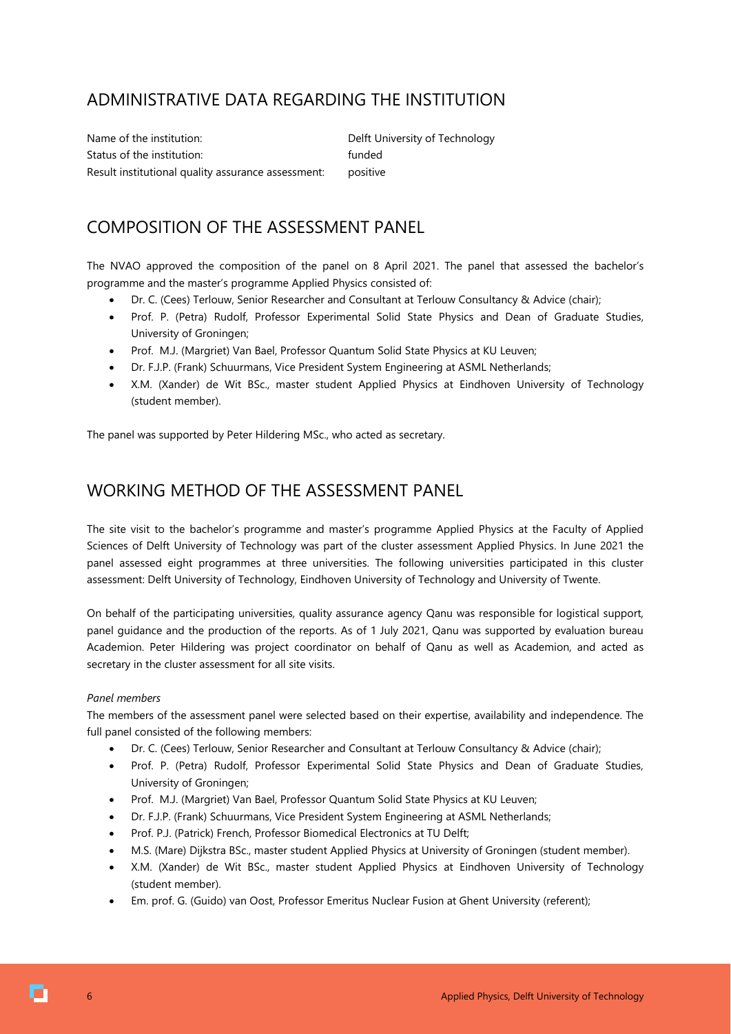## ADMINISTRATIVE DATA REGARDING THE INSTITUTION

Name of the institution: Delft University of Technology
Status of the institution: funded
Result institutional quality assurance assessment: positive

## COMPOSITION OF THE ASSESSMENT PANEL

The NVAO approved the composition of the panel on 8 April 2021. The panel that assessed the bachelor's programme and the master's programme Applied Physics consisted of:

- Dr. C. (Cees) Terlouw, Senior Researcher and Consultant at Terlouw Consultancy & Advice (chair);
- Prof. P. (Petra) Rudolf, Professor Experimental Solid State Physics and Dean of Graduate Studies, University of Groningen;
- Prof. M.J. (Margriet) Van Bael, Professor Quantum Solid State Physics at KU Leuven;
- Dr. F.J.P. (Frank) Schuurmans, Vice President System Engineering at ASML Netherlands;
- X.M. (Xander) de Wit BSc., master student Applied Physics at Eindhoven University of Technology (student member).

The panel was supported by Peter Hildering MSc., who acted as secretary.

## WORKING METHOD OF THE ASSESSMENT PANEL

The site visit to the bachelor's programme and master's programme Applied Physics at the Faculty of Applied Sciences of Delft University of Technology was part of the cluster assessment Applied Physics. In June 2021 the panel assessed eight programmes at three universities. The following universities participated in this cluster assessment: Delft University of Technology, Eindhoven University of Technology and University of Twente.

On behalf of the participating universities, quality assurance agency Qanu was responsible for logistical support, panel guidance and the production of the reports. As of 1 July 2021, Qanu was supported by evaluation bureau Academion. Peter Hildering was project coordinator on behalf of Qanu as well as Academion, and acted as secretary in the cluster assessment for all site visits.

*Panel members*

The members of the assessment panel were selected based on their expertise, availability and independence. The full panel consisted of the following members:

- Dr. C. (Cees) Terlouw, Senior Researcher and Consultant at Terlouw Consultancy & Advice (chair);
- Prof. P. (Petra) Rudolf, Professor Experimental Solid State Physics and Dean of Graduate Studies, University of Groningen;
- Prof. M.J. (Margriet) Van Bael, Professor Quantum Solid State Physics at KU Leuven;
- Dr. F.J.P. (Frank) Schuurmans, Vice President System Engineering at ASML Netherlands;
- Prof. P.J. (Patrick) French, Professor Biomedical Electronics at TU Delft;
- M.S. (Mare) Dijkstra BSc., master student Applied Physics at University of Groningen (student member).
- X.M. (Xander) de Wit BSc., master student Applied Physics at Eindhoven University of Technology (student member).
- Em. prof. G. (Guido) van Oost, Professor Emeritus Nuclear Fusion at Ghent University (referent);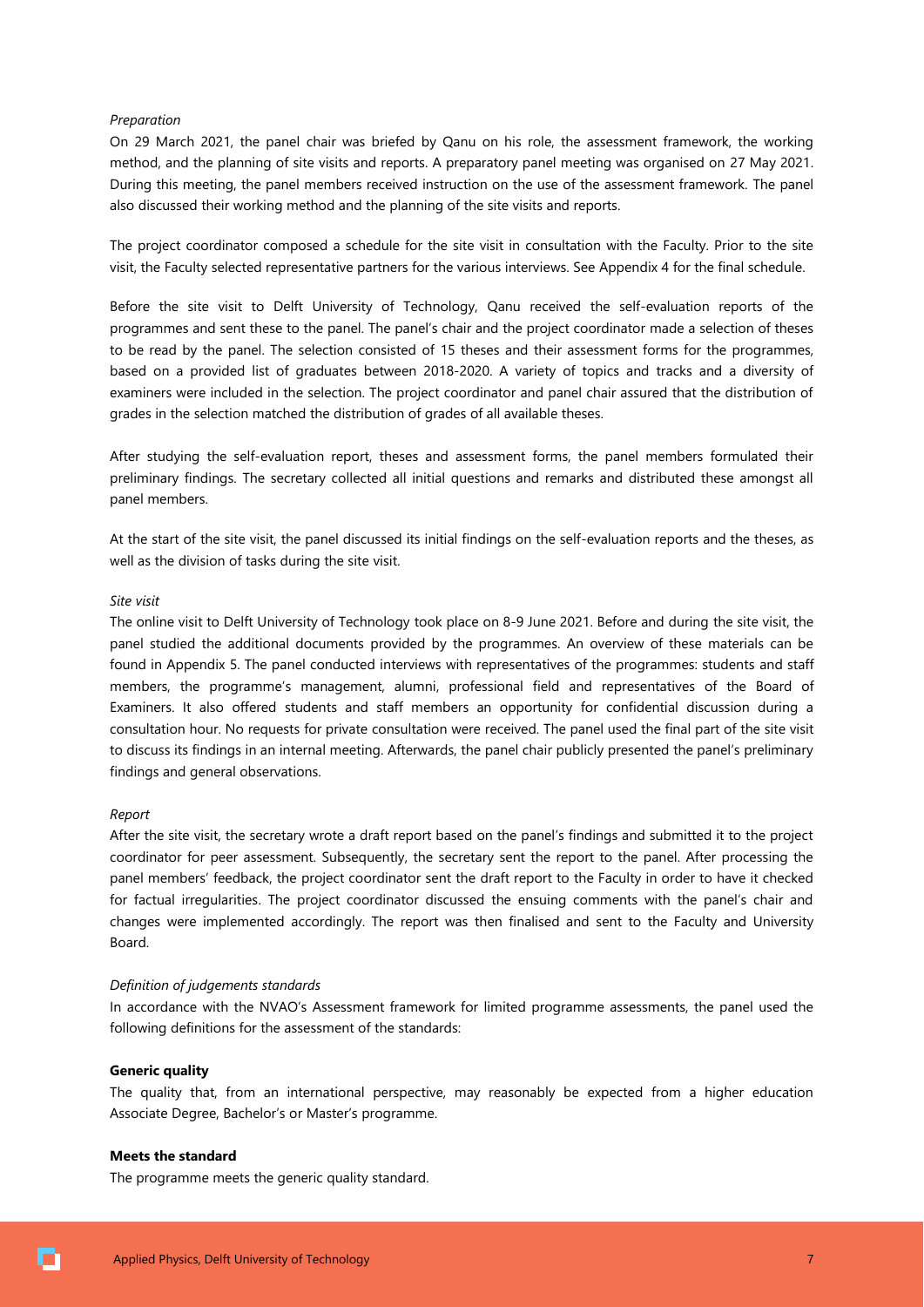*Preparation*

On 29 March 2021, the panel chair was briefed by Qanu on his role, the assessment framework, the working method, and the planning of site visits and reports. A preparatory panel meeting was organised on 27 May 2021. During this meeting, the panel members received instruction on the use of the assessment framework. The panel also discussed their working method and the planning of the site visits and reports.

The project coordinator composed a schedule for the site visit in consultation with the Faculty. Prior to the site visit, the Faculty selected representative partners for the various interviews. See Appendix 4 for the final schedule.

Before the site visit to Delft University of Technology, Qanu received the self-evaluation reports of the programmes and sent these to the panel. The panel's chair and the project coordinator made a selection of theses to be read by the panel. The selection consisted of 15 theses and their assessment forms for the programmes, based on a provided list of graduates between 2018-2020. A variety of topics and tracks and a diversity of examiners were included in the selection. The project coordinator and panel chair assured that the distribution of grades in the selection matched the distribution of grades of all available theses.

After studying the self-evaluation report, theses and assessment forms, the panel members formulated their preliminary findings. The secretary collected all initial questions and remarks and distributed these amongst all panel members.

At the start of the site visit, the panel discussed its initial findings on the self-evaluation reports and the theses, as well as the division of tasks during the site visit.

*Site visit*

The online visit to Delft University of Technology took place on 8-9 June 2021. Before and during the site visit, the panel studied the additional documents provided by the programmes. An overview of these materials can be found in Appendix 5. The panel conducted interviews with representatives of the programmes: students and staff members, the programme's management, alumni, professional field and representatives of the Board of Examiners. It also offered students and staff members an opportunity for confidential discussion during a consultation hour. No requests for private consultation were received. The panel used the final part of the site visit to discuss its findings in an internal meeting. Afterwards, the panel chair publicly presented the panel's preliminary findings and general observations.

*Report*

After the site visit, the secretary wrote a draft report based on the panel's findings and submitted it to the project coordinator for peer assessment. Subsequently, the secretary sent the report to the panel. After processing the panel members' feedback, the project coordinator sent the draft report to the Faculty in order to have it checked for factual irregularities. The project coordinator discussed the ensuing comments with the panel's chair and changes were implemented accordingly. The report was then finalised and sent to the Faculty and University Board.

*Definition of judgements standards*

In accordance with the NVAO's Assessment framework for limited programme assessments, the panel used the following definitions for the assessment of the standards:

**Generic quality**

The quality that, from an international perspective, may reasonably be expected from a higher education Associate Degree, Bachelor's or Master's programme.

**Meets the standard**

The programme meets the generic quality standard.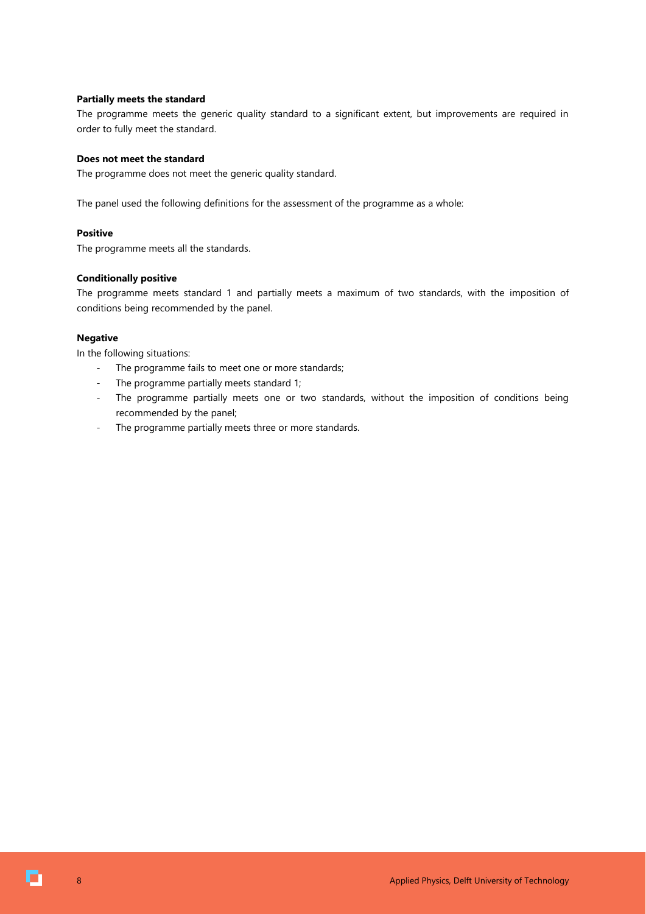**Partially meets the standard**

The programme meets the generic quality standard to a significant extent, but improvements are required in order to fully meet the standard.

**Does not meet the standard**

The programme does not meet the generic quality standard.

The panel used the following definitions for the assessment of the programme as a whole:

**Positive**

The programme meets all the standards.

**Conditionally positive**

The programme meets standard 1 and partially meets a maximum of two standards, with the imposition of conditions being recommended by the panel.

**Negative**

In the following situations:

- The programme fails to meet one or more standards;
- The programme partially meets standard 1;
- The programme partially meets one or two standards, without the imposition of conditions being recommended by the panel;
- The programme partially meets three or more standards.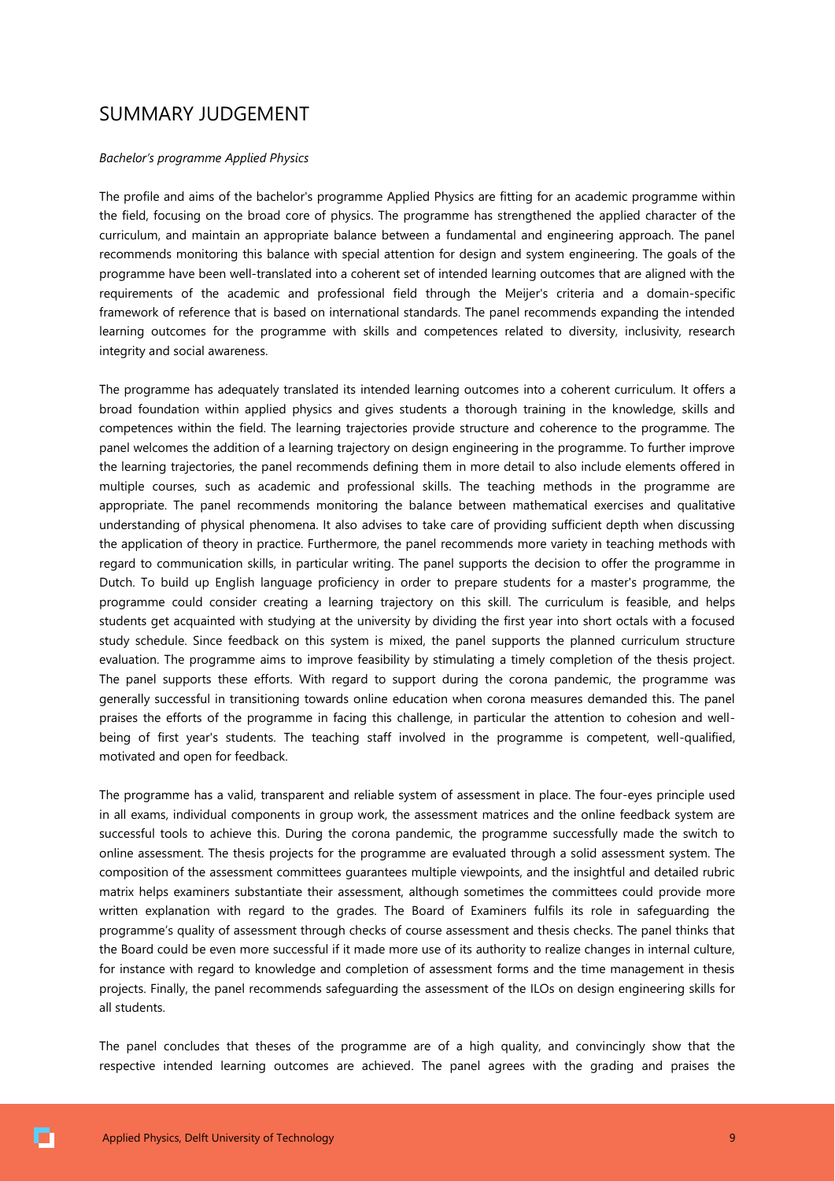# SUMMARY JUDGEMENT

*Bachelor's programme Applied Physics*

The profile and aims of the bachelor's programme Applied Physics are fitting for an academic programme within the field, focusing on the broad core of physics. The programme has strengthened the applied character of the curriculum, and maintain an appropriate balance between a fundamental and engineering approach. The panel recommends monitoring this balance with special attention for design and system engineering. The goals of the programme have been well-translated into a coherent set of intended learning outcomes that are aligned with the requirements of the academic and professional field through the Meijer's criteria and a domain-specific framework of reference that is based on international standards. The panel recommends expanding the intended learning outcomes for the programme with skills and competences related to diversity, inclusivity, research integrity and social awareness.

The programme has adequately translated its intended learning outcomes into a coherent curriculum. It offers a broad foundation within applied physics and gives students a thorough training in the knowledge, skills and competences within the field. The learning trajectories provide structure and coherence to the programme. The panel welcomes the addition of a learning trajectory on design engineering in the programme. To further improve the learning trajectories, the panel recommends defining them in more detail to also include elements offered in multiple courses, such as academic and professional skills. The teaching methods in the programme are appropriate. The panel recommends monitoring the balance between mathematical exercises and qualitative understanding of physical phenomena. It also advises to take care of providing sufficient depth when discussing the application of theory in practice. Furthermore, the panel recommends more variety in teaching methods with regard to communication skills, in particular writing. The panel supports the decision to offer the programme in Dutch. To build up English language proficiency in order to prepare students for a master's programme, the programme could consider creating a learning trajectory on this skill. The curriculum is feasible, and helps students get acquainted with studying at the university by dividing the first year into short octals with a focused study schedule. Since feedback on this system is mixed, the panel supports the planned curriculum structure evaluation. The programme aims to improve feasibility by stimulating a timely completion of the thesis project. The panel supports these efforts. With regard to support during the corona pandemic, the programme was generally successful in transitioning towards online education when corona measures demanded this. The panel praises the efforts of the programme in facing this challenge, in particular the attention to cohesion and well-being of first year's students. The teaching staff involved in the programme is competent, well-qualified, motivated and open for feedback.

The programme has a valid, transparent and reliable system of assessment in place. The four-eyes principle used in all exams, individual components in group work, the assessment matrices and the online feedback system are successful tools to achieve this. During the corona pandemic, the programme successfully made the switch to online assessment. The thesis projects for the programme are evaluated through a solid assessment system. The composition of the assessment committees guarantees multiple viewpoints, and the insightful and detailed rubric matrix helps examiners substantiate their assessment, although sometimes the committees could provide more written explanation with regard to the grades. The Board of Examiners fulfils its role in safeguarding the programme's quality of assessment through checks of course assessment and thesis checks. The panel thinks that the Board could be even more successful if it made more use of its authority to realize changes in internal culture, for instance with regard to knowledge and completion of assessment forms and the time management in thesis projects. Finally, the panel recommends safeguarding the assessment of the ILOs on design engineering skills for all students.

The panel concludes that theses of the programme are of a high quality, and convincingly show that the respective intended learning outcomes are achieved. The panel agrees with the grading and praises the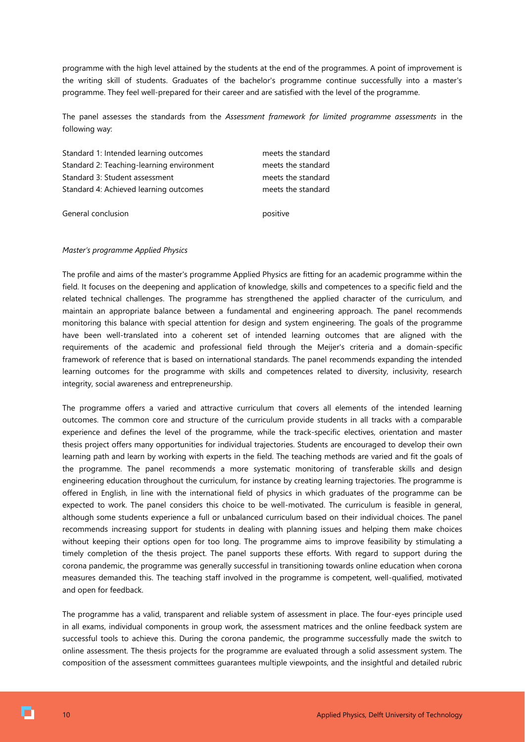programme with the high level attained by the students at the end of the programmes. A point of improvement is the writing skill of students. Graduates of the bachelor's programme continue successfully into a master's programme. They feel well-prepared for their career and are satisfied with the level of the programme.

The panel assesses the standards from the *Assessment framework for limited programme assessments* in the following way:

| | |
|---|---|
| Standard 1: Intended learning outcomes | meets the standard |
| Standard 2: Teaching-learning environment | meets the standard |
| Standard 3: Student assessment | meets the standard |
| Standard 4: Achieved learning outcomes | meets the standard |
| | |
| General conclusion | positive |

*Master's programme Applied Physics*

The profile and aims of the master's programme Applied Physics are fitting for an academic programme within the field. It focuses on the deepening and application of knowledge, skills and competences to a specific field and the related technical challenges. The programme has strengthened the applied character of the curriculum, and maintain an appropriate balance between a fundamental and engineering approach. The panel recommends monitoring this balance with special attention for design and system engineering. The goals of the programme have been well-translated into a coherent set of intended learning outcomes that are aligned with the requirements of the academic and professional field through the Meijer's criteria and a domain-specific framework of reference that is based on international standards. The panel recommends expanding the intended learning outcomes for the programme with skills and competences related to diversity, inclusivity, research integrity, social awareness and entrepreneurship.

The programme offers a varied and attractive curriculum that covers all elements of the intended learning outcomes. The common core and structure of the curriculum provide students in all tracks with a comparable experience and defines the level of the programme, while the track-specific electives, orientation and master thesis project offers many opportunities for individual trajectories. Students are encouraged to develop their own learning path and learn by working with experts in the field. The teaching methods are varied and fit the goals of the programme. The panel recommends a more systematic monitoring of transferable skills and design engineering education throughout the curriculum, for instance by creating learning trajectories. The programme is offered in English, in line with the international field of physics in which graduates of the programme can be expected to work. The panel considers this choice to be well-motivated. The curriculum is feasible in general, although some students experience a full or unbalanced curriculum based on their individual choices. The panel recommends increasing support for students in dealing with planning issues and helping them make choices without keeping their options open for too long. The programme aims to improve feasibility by stimulating a timely completion of the thesis project. The panel supports these efforts. With regard to support during the corona pandemic, the programme was generally successful in transitioning towards online education when corona measures demanded this. The teaching staff involved in the programme is competent, well-qualified, motivated and open for feedback.

The programme has a valid, transparent and reliable system of assessment in place. The four-eyes principle used in all exams, individual components in group work, the assessment matrices and the online feedback system are successful tools to achieve this. During the corona pandemic, the programme successfully made the switch to online assessment. The thesis projects for the programme are evaluated through a solid assessment system. The composition of the assessment committees guarantees multiple viewpoints, and the insightful and detailed rubric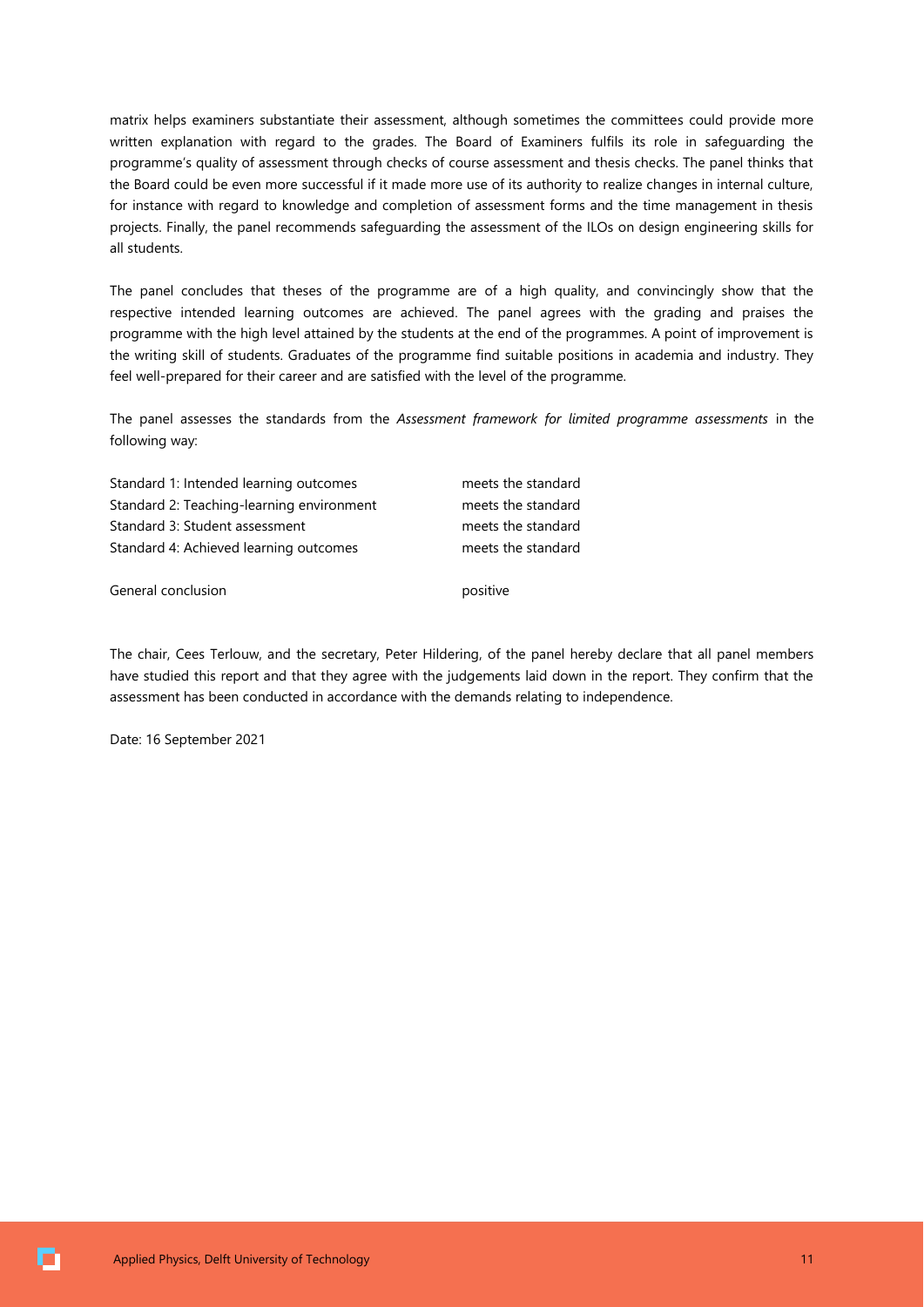matrix helps examiners substantiate their assessment, although sometimes the committees could provide more written explanation with regard to the grades. The Board of Examiners fulfils its role in safeguarding the programme's quality of assessment through checks of course assessment and thesis checks. The panel thinks that the Board could be even more successful if it made more use of its authority to realize changes in internal culture, for instance with regard to knowledge and completion of assessment forms and the time management in thesis projects. Finally, the panel recommends safeguarding the assessment of the ILOs on design engineering skills for all students.

The panel concludes that theses of the programme are of a high quality, and convincingly show that the respective intended learning outcomes are achieved. The panel agrees with the grading and praises the programme with the high level attained by the students at the end of the programmes. A point of improvement is the writing skill of students. Graduates of the programme find suitable positions in academia and industry. They feel well-prepared for their career and are satisfied with the level of the programme.

The panel assesses the standards from the *Assessment framework for limited programme assessments* in the following way:

| | |
|---|---|
| Standard 1: Intended learning outcomes | meets the standard |
| Standard 2: Teaching-learning environment | meets the standard |
| Standard 3: Student assessment | meets the standard |
| Standard 4: Achieved learning outcomes | meets the standard |
| | |
| General conclusion | positive |

The chair, Cees Terlouw, and the secretary, Peter Hildering, of the panel hereby declare that all panel members have studied this report and that they agree with the judgements laid down in the report. They confirm that the assessment has been conducted in accordance with the demands relating to independence.

Date: 16 September 2021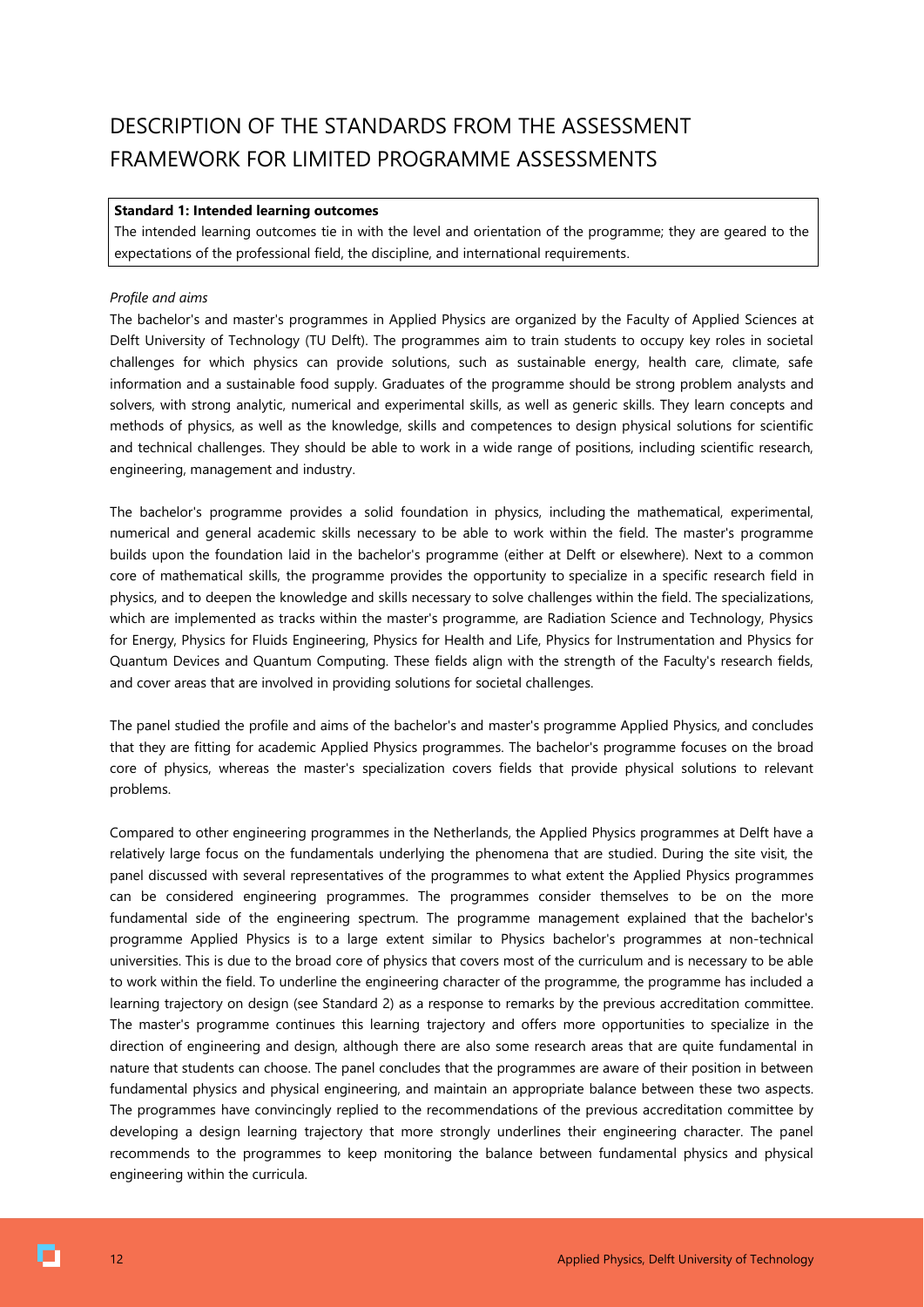# DESCRIPTION OF THE STANDARDS FROM THE ASSESSMENT FRAMEWORK FOR LIMITED PROGRAMME ASSESSMENTS

**Standard 1: Intended learning outcomes**
The intended learning outcomes tie in with the level and orientation of the programme; they are geared to the expectations of the professional field, the discipline, and international requirements.

*Profile and aims*

The bachelor's and master's programmes in Applied Physics are organized by the Faculty of Applied Sciences at Delft University of Technology (TU Delft). The programmes aim to train students to occupy key roles in societal challenges for which physics can provide solutions, such as sustainable energy, health care, climate, safe information and a sustainable food supply. Graduates of the programme should be strong problem analysts and solvers, with strong analytic, numerical and experimental skills, as well as generic skills. They learn concepts and methods of physics, as well as the knowledge, skills and competences to design physical solutions for scientific and technical challenges. They should be able to work in a wide range of positions, including scientific research, engineering, management and industry.

The bachelor's programme provides a solid foundation in physics, including the mathematical, experimental, numerical and general academic skills necessary to be able to work within the field. The master's programme builds upon the foundation laid in the bachelor's programme (either at Delft or elsewhere). Next to a common core of mathematical skills, the programme provides the opportunity to specialize in a specific research field in physics, and to deepen the knowledge and skills necessary to solve challenges within the field. The specializations, which are implemented as tracks within the master's programme, are Radiation Science and Technology, Physics for Energy, Physics for Fluids Engineering, Physics for Health and Life, Physics for Instrumentation and Physics for Quantum Devices and Quantum Computing. These fields align with the strength of the Faculty's research fields, and cover areas that are involved in providing solutions for societal challenges.

The panel studied the profile and aims of the bachelor's and master's programme Applied Physics, and concludes that they are fitting for academic Applied Physics programmes. The bachelor's programme focuses on the broad core of physics, whereas the master's specialization covers fields that provide physical solutions to relevant problems.

Compared to other engineering programmes in the Netherlands, the Applied Physics programmes at Delft have a relatively large focus on the fundamentals underlying the phenomena that are studied. During the site visit, the panel discussed with several representatives of the programmes to what extent the Applied Physics programmes can be considered engineering programmes. The programmes consider themselves to be on the more fundamental side of the engineering spectrum. The programme management explained that the bachelor's programme Applied Physics is to a large extent similar to Physics bachelor's programmes at non-technical universities. This is due to the broad core of physics that covers most of the curriculum and is necessary to be able to work within the field. To underline the engineering character of the programme, the programme has included a learning trajectory on design (see Standard 2) as a response to remarks by the previous accreditation committee. The master's programme continues this learning trajectory and offers more opportunities to specialize in the direction of engineering and design, although there are also some research areas that are quite fundamental in nature that students can choose. The panel concludes that the programmes are aware of their position in between fundamental physics and physical engineering, and maintain an appropriate balance between these two aspects. The programmes have convincingly replied to the recommendations of the previous accreditation committee by developing a design learning trajectory that more strongly underlines their engineering character. The panel recommends to the programmes to keep monitoring the balance between fundamental physics and physical engineering within the curricula.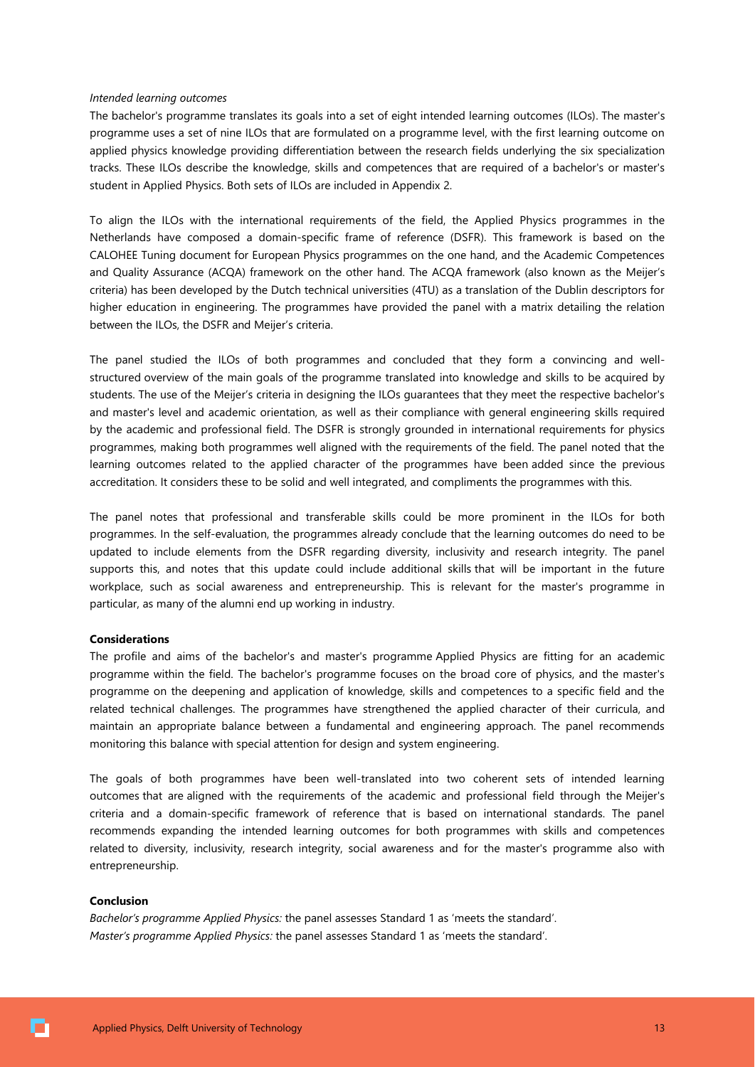*Intended learning outcomes*

The bachelor's programme translates its goals into a set of eight intended learning outcomes (ILOs). The master's programme uses a set of nine ILOs that are formulated on a programme level, with the first learning outcome on applied physics knowledge providing differentiation between the research fields underlying the six specialization tracks. These ILOs describe the knowledge, skills and competences that are required of a bachelor's or master's student in Applied Physics. Both sets of ILOs are included in Appendix 2.

To align the ILOs with the international requirements of the field, the Applied Physics programmes in the Netherlands have composed a domain-specific frame of reference (DSFR). This framework is based on the CALOHEE Tuning document for European Physics programmes on the one hand, and the Academic Competences and Quality Assurance (ACQA) framework on the other hand. The ACQA framework (also known as the Meijer's criteria) has been developed by the Dutch technical universities (4TU) as a translation of the Dublin descriptors for higher education in engineering. The programmes have provided the panel with a matrix detailing the relation between the ILOs, the DSFR and Meijer's criteria.

The panel studied the ILOs of both programmes and concluded that they form a convincing and well-structured overview of the main goals of the programme translated into knowledge and skills to be acquired by students. The use of the Meijer's criteria in designing the ILOs guarantees that they meet the respective bachelor's and master's level and academic orientation, as well as their compliance with general engineering skills required by the academic and professional field. The DSFR is strongly grounded in international requirements for physics programmes, making both programmes well aligned with the requirements of the field. The panel noted that the learning outcomes related to the applied character of the programmes have been added since the previous accreditation. It considers these to be solid and well integrated, and compliments the programmes with this.

The panel notes that professional and transferable skills could be more prominent in the ILOs for both programmes. In the self-evaluation, the programmes already conclude that the learning outcomes do need to be updated to include elements from the DSFR regarding diversity, inclusivity and research integrity. The panel supports this, and notes that this update could include additional skills that will be important in the future workplace, such as social awareness and entrepreneurship. This is relevant for the master's programme in particular, as many of the alumni end up working in industry.

**Considerations**

The profile and aims of the bachelor's and master's programme Applied Physics are fitting for an academic programme within the field. The bachelor's programme focuses on the broad core of physics, and the master's programme on the deepening and application of knowledge, skills and competences to a specific field and the related technical challenges. The programmes have strengthened the applied character of their curricula, and maintain an appropriate balance between a fundamental and engineering approach. The panel recommends monitoring this balance with special attention for design and system engineering.

The goals of both programmes have been well-translated into two coherent sets of intended learning outcomes that are aligned with the requirements of the academic and professional field through the Meijer's criteria and a domain-specific framework of reference that is based on international standards. The panel recommends expanding the intended learning outcomes for both programmes with skills and competences related to diversity, inclusivity, research integrity, social awareness and for the master's programme also with entrepreneurship.

**Conclusion**

*Bachelor's programme Applied Physics:* the panel assesses Standard 1 as 'meets the standard'.
*Master's programme Applied Physics:* the panel assesses Standard 1 as 'meets the standard'.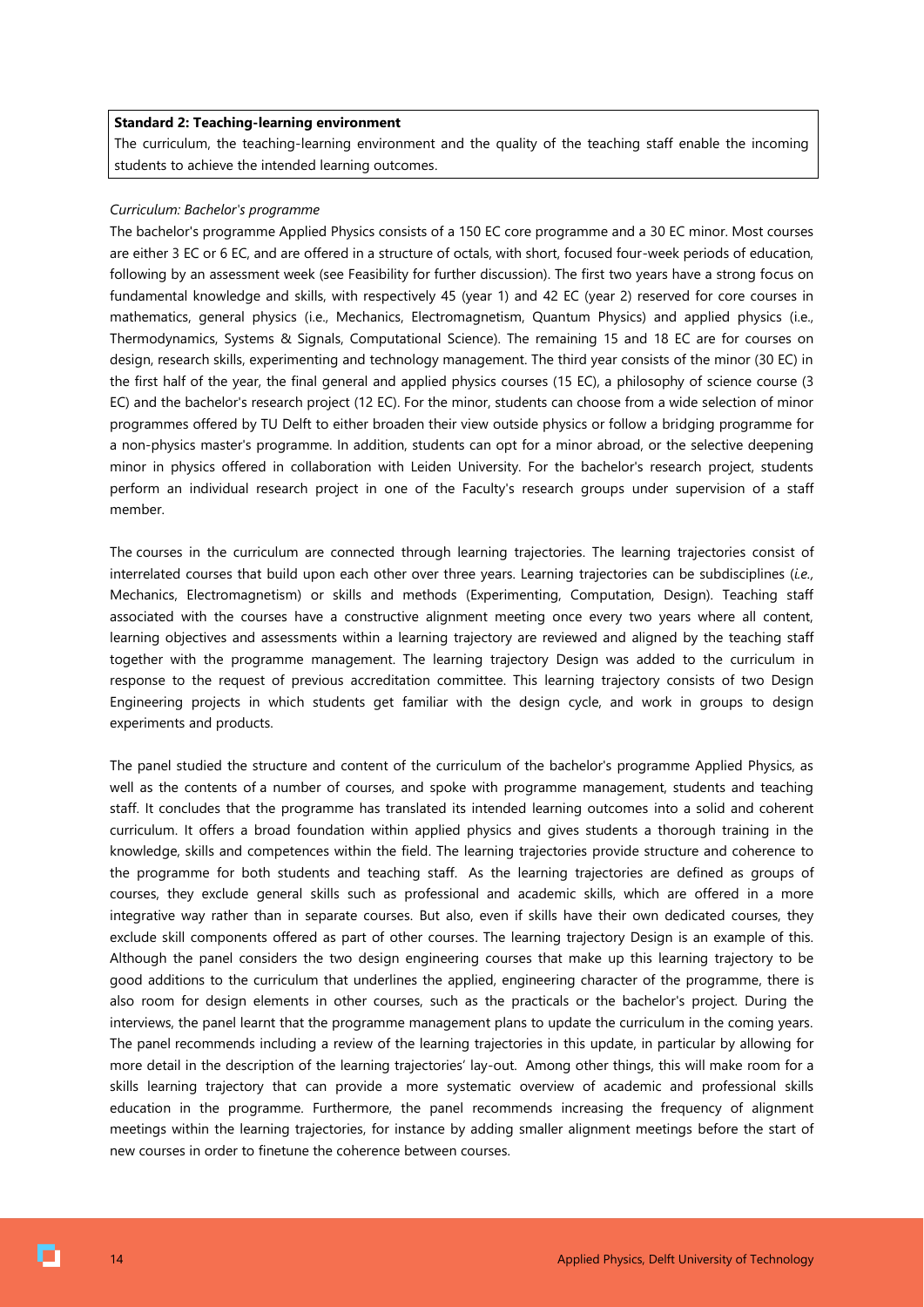**Standard 2: Teaching-learning environment**

The curriculum, the teaching-learning environment and the quality of the teaching staff enable the incoming students to achieve the intended learning outcomes.

*Curriculum: Bachelor's programme*

The bachelor's programme Applied Physics consists of a 150 EC core programme and a 30 EC minor. Most courses are either 3 EC or 6 EC, and are offered in a structure of octals, with short, focused four-week periods of education, following by an assessment week (see Feasibility for further discussion). The first two years have a strong focus on fundamental knowledge and skills, with respectively 45 (year 1) and 42 EC (year 2) reserved for core courses in mathematics, general physics (i.e., Mechanics, Electromagnetism, Quantum Physics) and applied physics (i.e., Thermodynamics, Systems & Signals, Computational Science). The remaining 15 and 18 EC are for courses on design, research skills, experimenting and technology management. The third year consists of the minor (30 EC) in the first half of the year, the final general and applied physics courses (15 EC), a philosophy of science course (3 EC) and the bachelor's research project (12 EC). For the minor, students can choose from a wide selection of minor programmes offered by TU Delft to either broaden their view outside physics or follow a bridging programme for a non-physics master's programme. In addition, students can opt for a minor abroad, or the selective deepening minor in physics offered in collaboration with Leiden University. For the bachelor's research project, students perform an individual research project in one of the Faculty's research groups under supervision of a staff member.

The courses in the curriculum are connected through learning trajectories. The learning trajectories consist of interrelated courses that build upon each other over three years. Learning trajectories can be subdisciplines (*i.e.*, Mechanics, Electromagnetism) or skills and methods (Experimenting, Computation, Design). Teaching staff associated with the courses have a constructive alignment meeting once every two years where all content, learning objectives and assessments within a learning trajectory are reviewed and aligned by the teaching staff together with the programme management. The learning trajectory Design was added to the curriculum in response to the request of previous accreditation committee. This learning trajectory consists of two Design Engineering projects in which students get familiar with the design cycle, and work in groups to design experiments and products.

The panel studied the structure and content of the curriculum of the bachelor's programme Applied Physics, as well as the contents of a number of courses, and spoke with programme management, students and teaching staff. It concludes that the programme has translated its intended learning outcomes into a solid and coherent curriculum. It offers a broad foundation within applied physics and gives students a thorough training in the knowledge, skills and competences within the field. The learning trajectories provide structure and coherence to the programme for both students and teaching staff. As the learning trajectories are defined as groups of courses, they exclude general skills such as professional and academic skills, which are offered in a more integrative way rather than in separate courses. But also, even if skills have their own dedicated courses, they exclude skill components offered as part of other courses. The learning trajectory Design is an example of this. Although the panel considers the two design engineering courses that make up this learning trajectory to be good additions to the curriculum that underlines the applied, engineering character of the programme, there is also room for design elements in other courses, such as the practicals or the bachelor's project. During the interviews, the panel learnt that the programme management plans to update the curriculum in the coming years. The panel recommends including a review of the learning trajectories in this update, in particular by allowing for more detail in the description of the learning trajectories' lay-out. Among other things, this will make room for a skills learning trajectory that can provide a more systematic overview of academic and professional skills education in the programme. Furthermore, the panel recommends increasing the frequency of alignment meetings within the learning trajectories, for instance by adding smaller alignment meetings before the start of new courses in order to finetune the coherence between courses.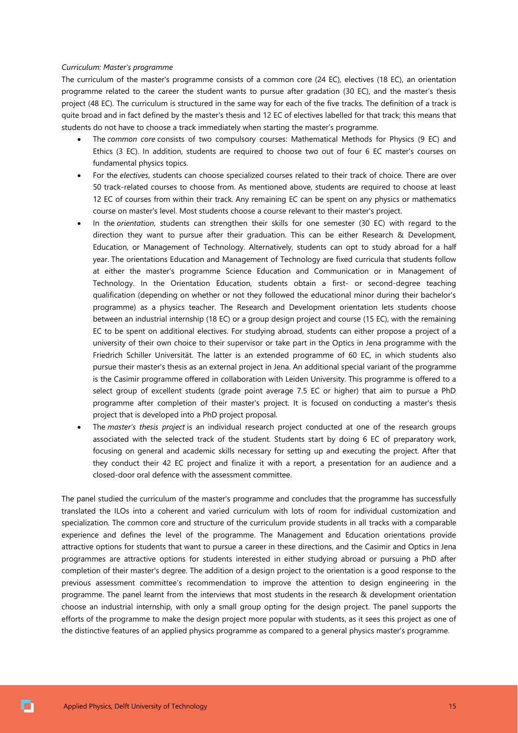*Curriculum: Master's programme*

The curriculum of the master's programme consists of a common core (24 EC), electives (18 EC), an orientation programme related to the career the student wants to pursue after gradation (30 EC), and the master's thesis project (48 EC). The curriculum is structured in the same way for each of the five tracks. The definition of a track is quite broad and in fact defined by the master's thesis and 12 EC of electives labelled for that track; this means that students do not have to choose a track immediately when starting the master's programme.

- The *common core* consists of two compulsory courses: Mathematical Methods for Physics (9 EC) and Ethics (3 EC). In addition, students are required to choose two out of four 6 EC master's courses on fundamental physics topics.
- For the *electives*, students can choose specialized courses related to their track of choice. There are over 50 track-related courses to choose from. As mentioned above, students are required to choose at least 12 EC of courses from within their track. Any remaining EC can be spent on any physics or mathematics course on master's level. Most students choose a course relevant to their master's project.
- In the *orientation*, students can strengthen their skills for one semester (30 EC) with regard to the direction they want to pursue after their graduation. This can be either Research & Development, Education, or Management of Technology. Alternatively, students can opt to study abroad for a half year. The orientations Education and Management of Technology are fixed curricula that students follow at either the master's programme Science Education and Communication or in Management of Technology. In the Orientation Education, students obtain a first- or second-degree teaching qualification (depending on whether or not they followed the educational minor during their bachelor's programme) as a physics teacher. The Research and Development orientation lets students choose between an industrial internship (18 EC) or a group design project and course (15 EC), with the remaining EC to be spent on additional electives. For studying abroad, students can either propose a project of a university of their own choice to their supervisor or take part in the Optics in Jena programme with the Friedrich Schiller Universität. The latter is an extended programme of 60 EC, in which students also pursue their master's thesis as an external project in Jena. An additional special variant of the programme is the Casimir programme offered in collaboration with Leiden University. This programme is offered to a select group of excellent students (grade point average 7.5 EC or higher) that aim to pursue a PhD programme after completion of their master's project. It is focused on conducting a master's thesis project that is developed into a PhD project proposal.
- The *master's thesis project* is an individual research project conducted at one of the research groups associated with the selected track of the student. Students start by doing 6 EC of preparatory work, focusing on general and academic skills necessary for setting up and executing the project. After that they conduct their 42 EC project and finalize it with a report, a presentation for an audience and a closed-door oral defence with the assessment committee.

The panel studied the curriculum of the master's programme and concludes that the programme has successfully translated the ILOs into a coherent and varied curriculum with lots of room for individual customization and specialization. The common core and structure of the curriculum provide students in all tracks with a comparable experience and defines the level of the programme. The Management and Education orientations provide attractive options for students that want to pursue a career in these directions, and the Casimir and Optics in Jena programmes are attractive options for students interested in either studying abroad or pursuing a PhD after completion of their master's degree. The addition of a design project to the orientation is a good response to the previous assessment committee's recommendation to improve the attention to design engineering in the programme. The panel learnt from the interviews that most students in the research & development orientation choose an industrial internship, with only a small group opting for the design project. The panel supports the efforts of the programme to make the design project more popular with students, as it sees this project as one of the distinctive features of an applied physics programme as compared to a general physics master's programme.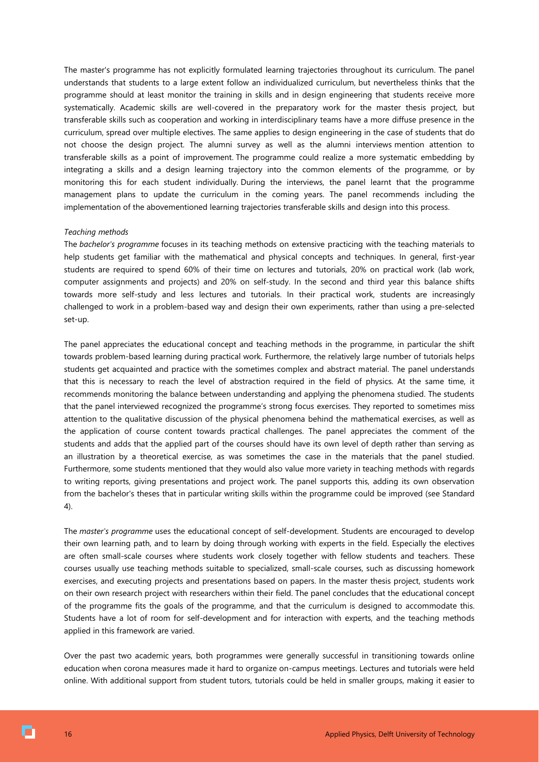The master's programme has not explicitly formulated learning trajectories throughout its curriculum. The panel understands that students to a large extent follow an individualized curriculum, but nevertheless thinks that the programme should at least monitor the training in skills and in design engineering that students receive more systematically. Academic skills are well-covered in the preparatory work for the master thesis project, but transferable skills such as cooperation and working in interdisciplinary teams have a more diffuse presence in the curriculum, spread over multiple electives. The same applies to design engineering in the case of students that do not choose the design project. The alumni survey as well as the alumni interviews mention attention to transferable skills as a point of improvement. The programme could realize a more systematic embedding by integrating a skills and a design learning trajectory into the common elements of the programme, or by monitoring this for each student individually. During the interviews, the panel learnt that the programme management plans to update the curriculum in the coming years. The panel recommends including the implementation of the abovementioned learning trajectories transferable skills and design into this process.

*Teaching methods*

The *bachelor's programme* focuses in its teaching methods on extensive practicing with the teaching materials to help students get familiar with the mathematical and physical concepts and techniques. In general, first-year students are required to spend 60% of their time on lectures and tutorials, 20% on practical work (lab work, computer assignments and projects) and 20% on self-study. In the second and third year this balance shifts towards more self-study and less lectures and tutorials. In their practical work, students are increasingly challenged to work in a problem-based way and design their own experiments, rather than using a pre-selected set-up.

The panel appreciates the educational concept and teaching methods in the programme, in particular the shift towards problem-based learning during practical work. Furthermore, the relatively large number of tutorials helps students get acquainted and practice with the sometimes complex and abstract material. The panel understands that this is necessary to reach the level of abstraction required in the field of physics. At the same time, it recommends monitoring the balance between understanding and applying the phenomena studied. The students that the panel interviewed recognized the programme's strong focus exercises. They reported to sometimes miss attention to the qualitative discussion of the physical phenomena behind the mathematical exercises, as well as the application of course content towards practical challenges. The panel appreciates the comment of the students and adds that the applied part of the courses should have its own level of depth rather than serving as an illustration by a theoretical exercise, as was sometimes the case in the materials that the panel studied. Furthermore, some students mentioned that they would also value more variety in teaching methods with regards to writing reports, giving presentations and project work. The panel supports this, adding its own observation from the bachelor's theses that in particular writing skills within the programme could be improved (see Standard 4).

The *master's programme* uses the educational concept of self-development. Students are encouraged to develop their own learning path, and to learn by doing through working with experts in the field. Especially the electives are often small-scale courses where students work closely together with fellow students and teachers. These courses usually use teaching methods suitable to specialized, small-scale courses, such as discussing homework exercises, and executing projects and presentations based on papers. In the master thesis project, students work on their own research project with researchers within their field. The panel concludes that the educational concept of the programme fits the goals of the programme, and that the curriculum is designed to accommodate this. Students have a lot of room for self-development and for interaction with experts, and the teaching methods applied in this framework are varied.

Over the past two academic years, both programmes were generally successful in transitioning towards online education when corona measures made it hard to organize on-campus meetings. Lectures and tutorials were held online. With additional support from student tutors, tutorials could be held in smaller groups, making it easier to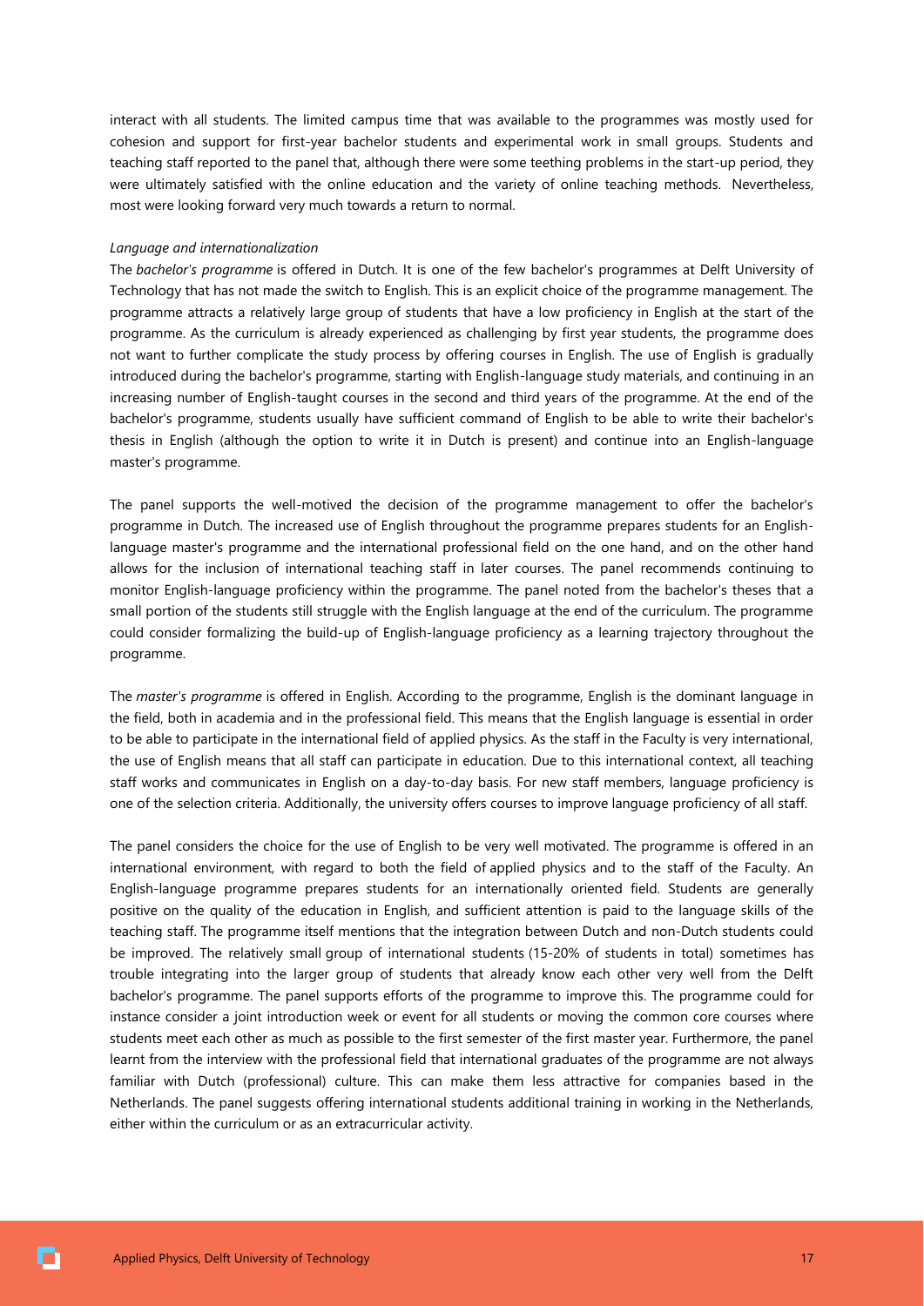interact with all students. The limited campus time that was available to the programmes was mostly used for cohesion and support for first-year bachelor students and experimental work in small groups. Students and teaching staff reported to the panel that, although there were some teething problems in the start-up period, they were ultimately satisfied with the online education and the variety of online teaching methods. Nevertheless, most were looking forward very much towards a return to normal.

*Language and internationalization*

The *bachelor's programme* is offered in Dutch. It is one of the few bachelor's programmes at Delft University of Technology that has not made the switch to English. This is an explicit choice of the programme management. The programme attracts a relatively large group of students that have a low proficiency in English at the start of the programme. As the curriculum is already experienced as challenging by first year students, the programme does not want to further complicate the study process by offering courses in English. The use of English is gradually introduced during the bachelor's programme, starting with English-language study materials, and continuing in an increasing number of English-taught courses in the second and third years of the programme. At the end of the bachelor's programme, students usually have sufficient command of English to be able to write their bachelor's thesis in English (although the option to write it in Dutch is present) and continue into an English-language master's programme.

The panel supports the well-motived the decision of the programme management to offer the bachelor's programme in Dutch. The increased use of English throughout the programme prepares students for an English-language master's programme and the international professional field on the one hand, and on the other hand allows for the inclusion of international teaching staff in later courses. The panel recommends continuing to monitor English-language proficiency within the programme. The panel noted from the bachelor's theses that a small portion of the students still struggle with the English language at the end of the curriculum. The programme could consider formalizing the build-up of English-language proficiency as a learning trajectory throughout the programme.

The *master's programme* is offered in English. According to the programme, English is the dominant language in the field, both in academia and in the professional field. This means that the English language is essential in order to be able to participate in the international field of applied physics. As the staff in the Faculty is very international, the use of English means that all staff can participate in education. Due to this international context, all teaching staff works and communicates in English on a day-to-day basis. For new staff members, language proficiency is one of the selection criteria. Additionally, the university offers courses to improve language proficiency of all staff.

The panel considers the choice for the use of English to be very well motivated. The programme is offered in an international environment, with regard to both the field of applied physics and to the staff of the Faculty. An English-language programme prepares students for an internationally oriented field. Students are generally positive on the quality of the education in English, and sufficient attention is paid to the language skills of the teaching staff. The programme itself mentions that the integration between Dutch and non-Dutch students could be improved. The relatively small group of international students (15-20% of students in total) sometimes has trouble integrating into the larger group of students that already know each other very well from the Delft bachelor's programme. The panel supports efforts of the programme to improve this. The programme could for instance consider a joint introduction week or event for all students or moving the common core courses where students meet each other as much as possible to the first semester of the first master year. Furthermore, the panel learnt from the interview with the professional field that international graduates of the programme are not always familiar with Dutch (professional) culture. This can make them less attractive for companies based in the Netherlands. The panel suggests offering international students additional training in working in the Netherlands, either within the curriculum or as an extracurricular activity.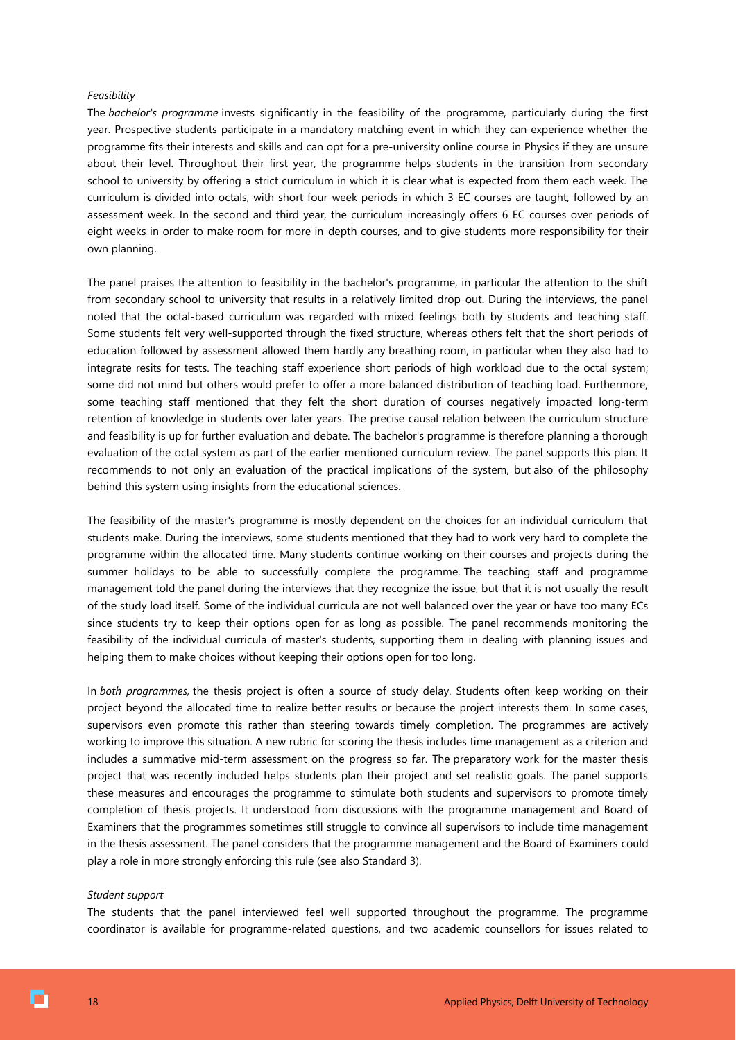*Feasibility*

The *bachelor's programme* invests significantly in the feasibility of the programme, particularly during the first year. Prospective students participate in a mandatory matching event in which they can experience whether the programme fits their interests and skills and can opt for a pre-university online course in Physics if they are unsure about their level. Throughout their first year, the programme helps students in the transition from secondary school to university by offering a strict curriculum in which it is clear what is expected from them each week. The curriculum is divided into octals, with short four-week periods in which 3 EC courses are taught, followed by an assessment week. In the second and third year, the curriculum increasingly offers 6 EC courses over periods of eight weeks in order to make room for more in-depth courses, and to give students more responsibility for their own planning.

The panel praises the attention to feasibility in the bachelor's programme, in particular the attention to the shift from secondary school to university that results in a relatively limited drop-out. During the interviews, the panel noted that the octal-based curriculum was regarded with mixed feelings both by students and teaching staff. Some students felt very well-supported through the fixed structure, whereas others felt that the short periods of education followed by assessment allowed them hardly any breathing room, in particular when they also had to integrate resits for tests. The teaching staff experience short periods of high workload due to the octal system; some did not mind but others would prefer to offer a more balanced distribution of teaching load. Furthermore, some teaching staff mentioned that they felt the short duration of courses negatively impacted long-term retention of knowledge in students over later years. The precise causal relation between the curriculum structure and feasibility is up for further evaluation and debate. The bachelor's programme is therefore planning a thorough evaluation of the octal system as part of the earlier-mentioned curriculum review. The panel supports this plan. It recommends to not only an evaluation of the practical implications of the system, but also of the philosophy behind this system using insights from the educational sciences.

The feasibility of the master's programme is mostly dependent on the choices for an individual curriculum that students make. During the interviews, some students mentioned that they had to work very hard to complete the programme within the allocated time. Many students continue working on their courses and projects during the summer holidays to be able to successfully complete the programme. The teaching staff and programme management told the panel during the interviews that they recognize the issue, but that it is not usually the result of the study load itself. Some of the individual curricula are not well balanced over the year or have too many ECs since students try to keep their options open for as long as possible. The panel recommends monitoring the feasibility of the individual curricula of master's students, supporting them in dealing with planning issues and helping them to make choices without keeping their options open for too long.

In *both programmes,* the thesis project is often a source of study delay. Students often keep working on their project beyond the allocated time to realize better results or because the project interests them. In some cases, supervisors even promote this rather than steering towards timely completion. The programmes are actively working to improve this situation. A new rubric for scoring the thesis includes time management as a criterion and includes a summative mid-term assessment on the progress so far. The preparatory work for the master thesis project that was recently included helps students plan their project and set realistic goals. The panel supports these measures and encourages the programme to stimulate both students and supervisors to promote timely completion of thesis projects. It understood from discussions with the programme management and Board of Examiners that the programmes sometimes still struggle to convince all supervisors to include time management in the thesis assessment. The panel considers that the programme management and the Board of Examiners could play a role in more strongly enforcing this rule (see also Standard 3).

*Student support*

The students that the panel interviewed feel well supported throughout the programme. The programme coordinator is available for programme-related questions, and two academic counsellors for issues related to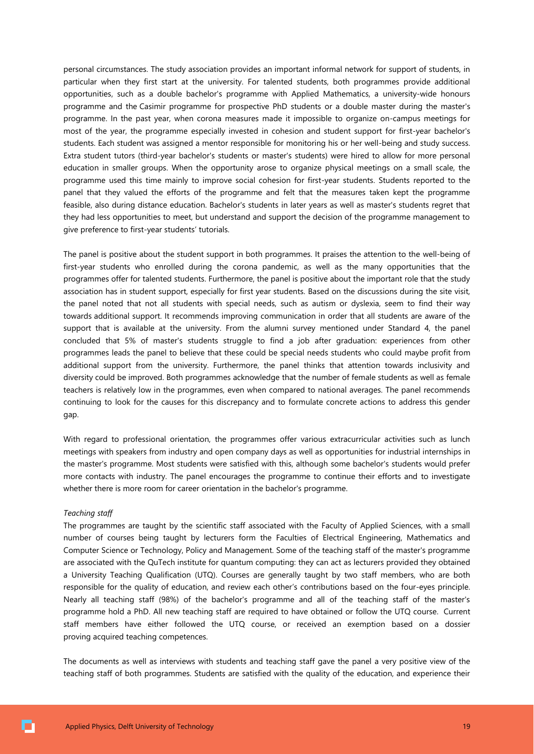personal circumstances. The study association provides an important informal network for support of students, in particular when they first start at the university. For talented students, both programmes provide additional opportunities, such as a double bachelor's programme with Applied Mathematics, a university-wide honours programme and the Casimir programme for prospective PhD students or a double master during the master's programme. In the past year, when corona measures made it impossible to organize on-campus meetings for most of the year, the programme especially invested in cohesion and student support for first-year bachelor's students. Each student was assigned a mentor responsible for monitoring his or her well-being and study success. Extra student tutors (third-year bachelor's students or master's students) were hired to allow for more personal education in smaller groups. When the opportunity arose to organize physical meetings on a small scale, the programme used this time mainly to improve social cohesion for first-year students. Students reported to the panel that they valued the efforts of the programme and felt that the measures taken kept the programme feasible, also during distance education. Bachelor's students in later years as well as master's students regret that they had less opportunities to meet, but understand and support the decision of the programme management to give preference to first-year students' tutorials.

The panel is positive about the student support in both programmes. It praises the attention to the well-being of first-year students who enrolled during the corona pandemic, as well as the many opportunities that the programmes offer for talented students. Furthermore, the panel is positive about the important role that the study association has in student support, especially for first year students. Based on the discussions during the site visit, the panel noted that not all students with special needs, such as autism or dyslexia, seem to find their way towards additional support. It recommends improving communication in order that all students are aware of the support that is available at the university. From the alumni survey mentioned under Standard 4, the panel concluded that 5% of master's students struggle to find a job after graduation: experiences from other programmes leads the panel to believe that these could be special needs students who could maybe profit from additional support from the university. Furthermore, the panel thinks that attention towards inclusivity and diversity could be improved. Both programmes acknowledge that the number of female students as well as female teachers is relatively low in the programmes, even when compared to national averages. The panel recommends continuing to look for the causes for this discrepancy and to formulate concrete actions to address this gender gap.

With regard to professional orientation, the programmes offer various extracurricular activities such as lunch meetings with speakers from industry and open company days as well as opportunities for industrial internships in the master's programme. Most students were satisfied with this, although some bachelor's students would prefer more contacts with industry. The panel encourages the programme to continue their efforts and to investigate whether there is more room for career orientation in the bachelor's programme.

*Teaching staff*

The programmes are taught by the scientific staff associated with the Faculty of Applied Sciences, with a small number of courses being taught by lecturers form the Faculties of Electrical Engineering, Mathematics and Computer Science or Technology, Policy and Management. Some of the teaching staff of the master's programme are associated with the QuTech institute for quantum computing: they can act as lecturers provided they obtained a University Teaching Qualification (UTQ). Courses are generally taught by two staff members, who are both responsible for the quality of education, and review each other's contributions based on the four-eyes principle. Nearly all teaching staff (98%) of the bachelor's programme and all of the teaching staff of the master's programme hold a PhD. All new teaching staff are required to have obtained or follow the UTQ course. Current staff members have either followed the UTQ course, or received an exemption based on a dossier proving acquired teaching competences.

The documents as well as interviews with students and teaching staff gave the panel a very positive view of the teaching staff of both programmes. Students are satisfied with the quality of the education, and experience their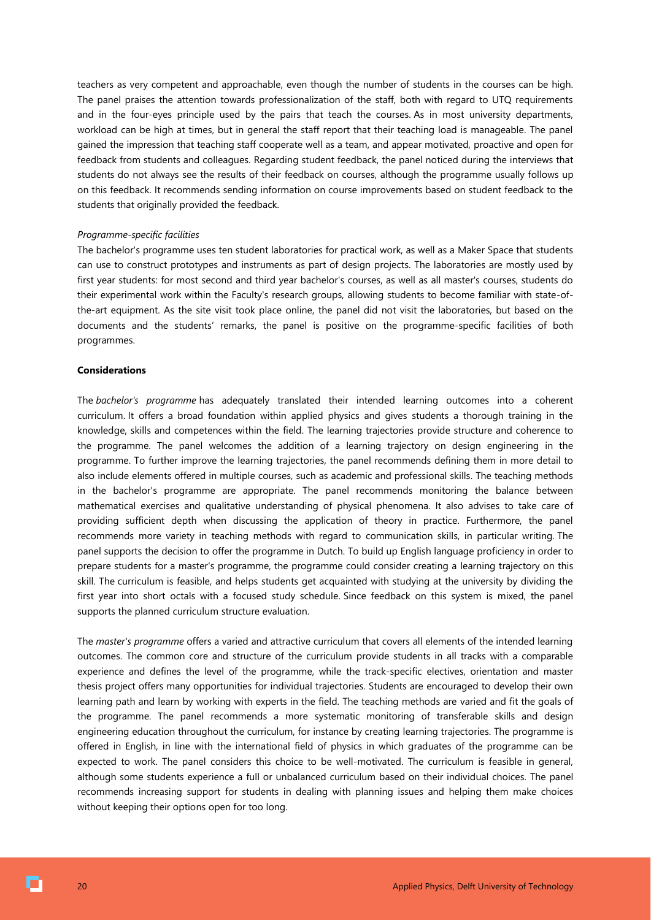teachers as very competent and approachable, even though the number of students in the courses can be high. The panel praises the attention towards professionalization of the staff, both with regard to UTQ requirements and in the four-eyes principle used by the pairs that teach the courses. As in most university departments, workload can be high at times, but in general the staff report that their teaching load is manageable. The panel gained the impression that teaching staff cooperate well as a team, and appear motivated, proactive and open for feedback from students and colleagues. Regarding student feedback, the panel noticed during the interviews that students do not always see the results of their feedback on courses, although the programme usually follows up on this feedback. It recommends sending information on course improvements based on student feedback to the students that originally provided the feedback.

*Programme-specific facilities*

The bachelor's programme uses ten student laboratories for practical work, as well as a Maker Space that students can use to construct prototypes and instruments as part of design projects. The laboratories are mostly used by first year students: for most second and third year bachelor's courses, as well as all master's courses, students do their experimental work within the Faculty's research groups, allowing students to become familiar with state-of-the-art equipment. As the site visit took place online, the panel did not visit the laboratories, but based on the documents and the students' remarks, the panel is positive on the programme-specific facilities of both programmes.

**Considerations**

The *bachelor's programme* has adequately translated their intended learning outcomes into a coherent curriculum. It offers a broad foundation within applied physics and gives students a thorough training in the knowledge, skills and competences within the field. The learning trajectories provide structure and coherence to the programme. The panel welcomes the addition of a learning trajectory on design engineering in the programme. To further improve the learning trajectories, the panel recommends defining them in more detail to also include elements offered in multiple courses, such as academic and professional skills. The teaching methods in the bachelor's programme are appropriate. The panel recommends monitoring the balance between mathematical exercises and qualitative understanding of physical phenomena. It also advises to take care of providing sufficient depth when discussing the application of theory in practice. Furthermore, the panel recommends more variety in teaching methods with regard to communication skills, in particular writing. The panel supports the decision to offer the programme in Dutch. To build up English language proficiency in order to prepare students for a master's programme, the programme could consider creating a learning trajectory on this skill. The curriculum is feasible, and helps students get acquainted with studying at the university by dividing the first year into short octals with a focused study schedule. Since feedback on this system is mixed, the panel supports the planned curriculum structure evaluation.

The *master's programme* offers a varied and attractive curriculum that covers all elements of the intended learning outcomes. The common core and structure of the curriculum provide students in all tracks with a comparable experience and defines the level of the programme, while the track-specific electives, orientation and master thesis project offers many opportunities for individual trajectories. Students are encouraged to develop their own learning path and learn by working with experts in the field. The teaching methods are varied and fit the goals of the programme. The panel recommends a more systematic monitoring of transferable skills and design engineering education throughout the curriculum, for instance by creating learning trajectories. The programme is offered in English, in line with the international field of physics in which graduates of the programme can be expected to work. The panel considers this choice to be well-motivated. The curriculum is feasible in general, although some students experience a full or unbalanced curriculum based on their individual choices. The panel recommends increasing support for students in dealing with planning issues and helping them make choices without keeping their options open for too long.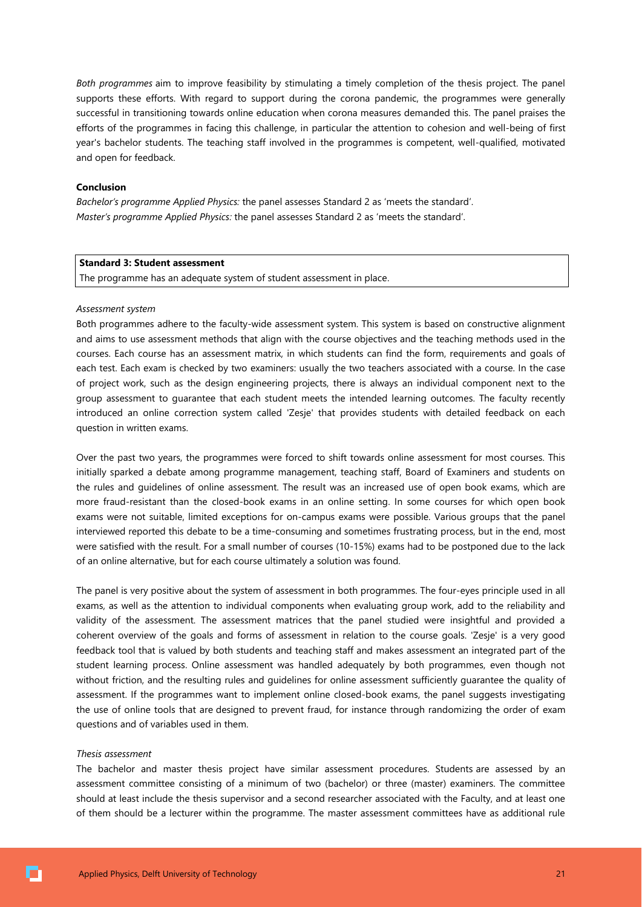*Both programmes* aim to improve feasibility by stimulating a timely completion of the thesis project. The panel supports these efforts. With regard to support during the corona pandemic, the programmes were generally successful in transitioning towards online education when corona measures demanded this. The panel praises the efforts of the programmes in facing this challenge, in particular the attention to cohesion and well-being of first year's bachelor students. The teaching staff involved in the programmes is competent, well-qualified, motivated and open for feedback.

**Conclusion**

*Bachelor's programme Applied Physics:* the panel assesses Standard 2 as 'meets the standard'.
*Master's programme Applied Physics:* the panel assesses Standard 2 as 'meets the standard'.

**Standard 3: Student assessment**
The programme has an adequate system of student assessment in place.

*Assessment system*

Both programmes adhere to the faculty-wide assessment system. This system is based on constructive alignment and aims to use assessment methods that align with the course objectives and the teaching methods used in the courses. Each course has an assessment matrix, in which students can find the form, requirements and goals of each test. Each exam is checked by two examiners: usually the two teachers associated with a course. In the case of project work, such as the design engineering projects, there is always an individual component next to the group assessment to guarantee that each student meets the intended learning outcomes. The faculty recently introduced an online correction system called 'Zesje' that provides students with detailed feedback on each question in written exams.

Over the past two years, the programmes were forced to shift towards online assessment for most courses. This initially sparked a debate among programme management, teaching staff, Board of Examiners and students on the rules and guidelines of online assessment. The result was an increased use of open book exams, which are more fraud-resistant than the closed-book exams in an online setting. In some courses for which open book exams were not suitable, limited exceptions for on-campus exams were possible. Various groups that the panel interviewed reported this debate to be a time-consuming and sometimes frustrating process, but in the end, most were satisfied with the result. For a small number of courses (10-15%) exams had to be postponed due to the lack of an online alternative, but for each course ultimately a solution was found.

The panel is very positive about the system of assessment in both programmes. The four-eyes principle used in all exams, as well as the attention to individual components when evaluating group work, add to the reliability and validity of the assessment. The assessment matrices that the panel studied were insightful and provided a coherent overview of the goals and forms of assessment in relation to the course goals. 'Zesje' is a very good feedback tool that is valued by both students and teaching staff and makes assessment an integrated part of the student learning process. Online assessment was handled adequately by both programmes, even though not without friction, and the resulting rules and guidelines for online assessment sufficiently guarantee the quality of assessment. If the programmes want to implement online closed-book exams, the panel suggests investigating the use of online tools that are designed to prevent fraud, for instance through randomizing the order of exam questions and of variables used in them.

*Thesis assessment*

The bachelor and master thesis project have similar assessment procedures. Students are assessed by an assessment committee consisting of a minimum of two (bachelor) or three (master) examiners. The committee should at least include the thesis supervisor and a second researcher associated with the Faculty, and at least one of them should be a lecturer within the programme. The master assessment committees have as additional rule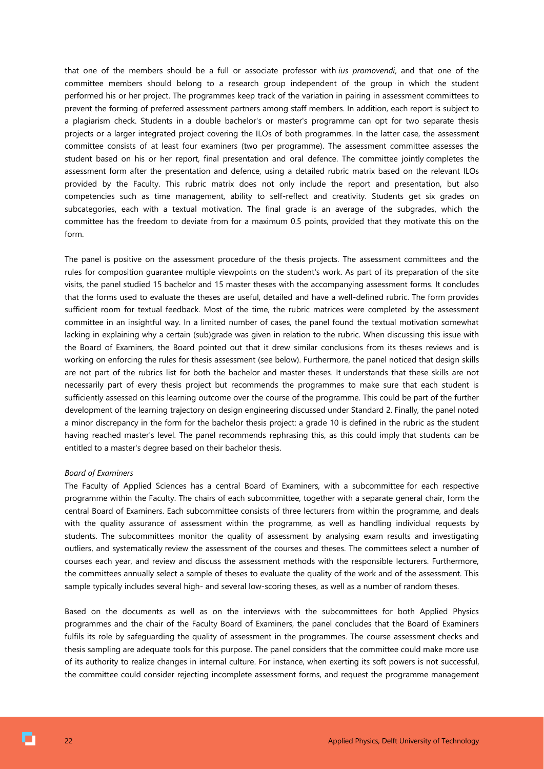that one of the members should be a full or associate professor with *ius promovendi*, and that one of the committee members should belong to a research group independent of the group in which the student performed his or her project. The programmes keep track of the variation in pairing in assessment committees to prevent the forming of preferred assessment partners among staff members. In addition, each report is subject to a plagiarism check. Students in a double bachelor's or master's programme can opt for two separate thesis projects or a larger integrated project covering the ILOs of both programmes. In the latter case, the assessment committee consists of at least four examiners (two per programme). The assessment committee assesses the student based on his or her report, final presentation and oral defence. The committee jointly completes the assessment form after the presentation and defence, using a detailed rubric matrix based on the relevant ILOs provided by the Faculty. This rubric matrix does not only include the report and presentation, but also competencies such as time management, ability to self-reflect and creativity. Students get six grades on subcategories, each with a textual motivation. The final grade is an average of the subgrades, which the committee has the freedom to deviate from for a maximum 0.5 points, provided that they motivate this on the form.

The panel is positive on the assessment procedure of the thesis projects. The assessment committees and the rules for composition guarantee multiple viewpoints on the student's work. As part of its preparation of the site visits, the panel studied 15 bachelor and 15 master theses with the accompanying assessment forms. It concludes that the forms used to evaluate the theses are useful, detailed and have a well-defined rubric. The form provides sufficient room for textual feedback. Most of the time, the rubric matrices were completed by the assessment committee in an insightful way. In a limited number of cases, the panel found the textual motivation somewhat lacking in explaining why a certain (sub)grade was given in relation to the rubric. When discussing this issue with the Board of Examiners, the Board pointed out that it drew similar conclusions from its theses reviews and is working on enforcing the rules for thesis assessment (see below). Furthermore, the panel noticed that design skills are not part of the rubrics list for both the bachelor and master theses. It understands that these skills are not necessarily part of every thesis project but recommends the programmes to make sure that each student is sufficiently assessed on this learning outcome over the course of the programme. This could be part of the further development of the learning trajectory on design engineering discussed under Standard 2. Finally, the panel noted a minor discrepancy in the form for the bachelor thesis project: a grade 10 is defined in the rubric as the student having reached master's level. The panel recommends rephrasing this, as this could imply that students can be entitled to a master's degree based on their bachelor thesis.

*Board of Examiners*

The Faculty of Applied Sciences has a central Board of Examiners, with a subcommittee for each respective programme within the Faculty. The chairs of each subcommittee, together with a separate general chair, form the central Board of Examiners. Each subcommittee consists of three lecturers from within the programme, and deals with the quality assurance of assessment within the programme, as well as handling individual requests by students. The subcommittees monitor the quality of assessment by analysing exam results and investigating outliers, and systematically review the assessment of the courses and theses. The committees select a number of courses each year, and review and discuss the assessment methods with the responsible lecturers. Furthermore, the committees annually select a sample of theses to evaluate the quality of the work and of the assessment. This sample typically includes several high- and several low-scoring theses, as well as a number of random theses.

Based on the documents as well as on the interviews with the subcommittees for both Applied Physics programmes and the chair of the Faculty Board of Examiners, the panel concludes that the Board of Examiners fulfils its role by safeguarding the quality of assessment in the programmes. The course assessment checks and thesis sampling are adequate tools for this purpose. The panel considers that the committee could make more use of its authority to realize changes in internal culture. For instance, when exerting its soft powers is not successful, the committee could consider rejecting incomplete assessment forms, and request the programme management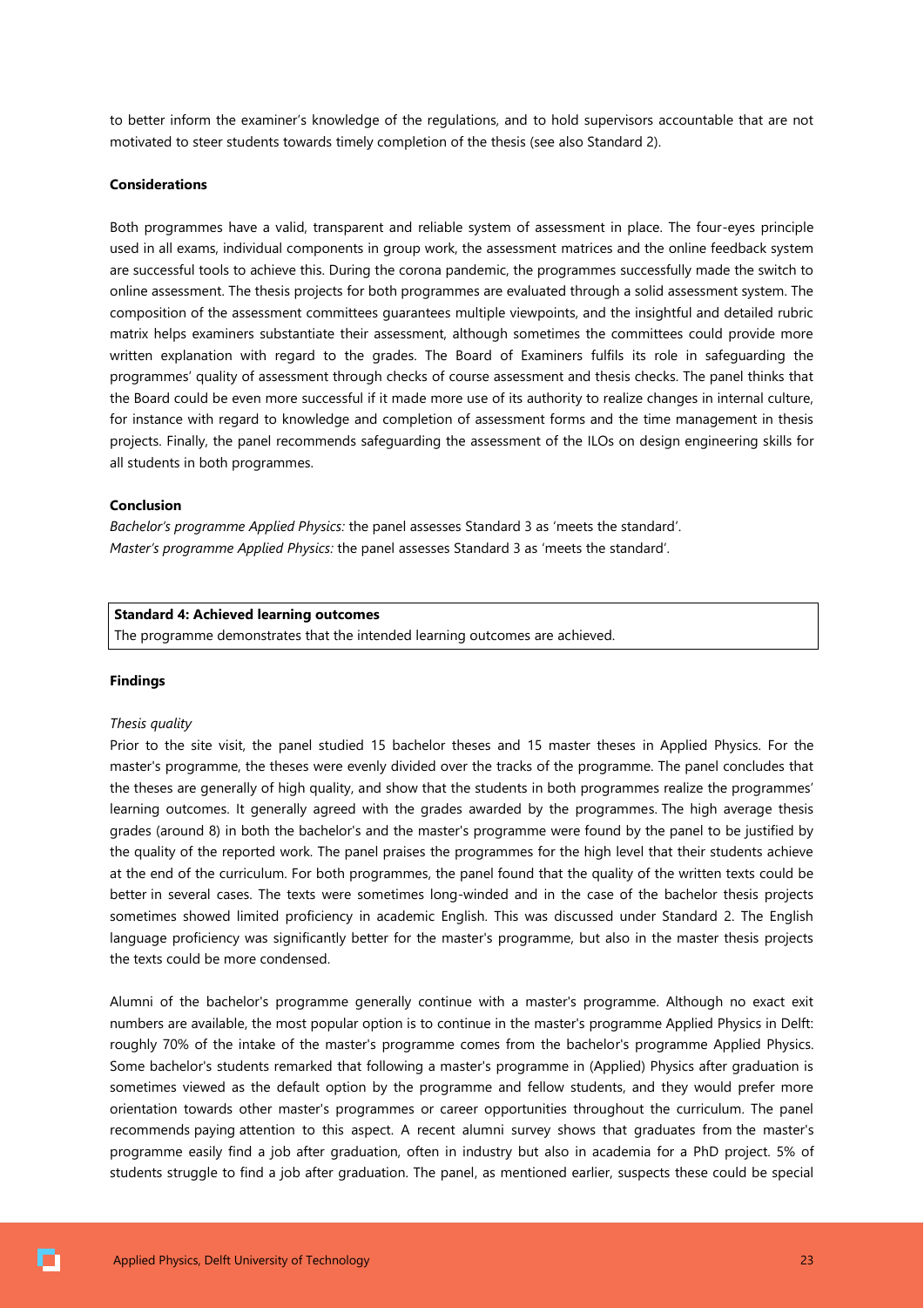to better inform the examiner's knowledge of the regulations, and to hold supervisors accountable that are not motivated to steer students towards timely completion of the thesis (see also Standard 2).

**Considerations**

Both programmes have a valid, transparent and reliable system of assessment in place. The four-eyes principle used in all exams, individual components in group work, the assessment matrices and the online feedback system are successful tools to achieve this. During the corona pandemic, the programmes successfully made the switch to online assessment. The thesis projects for both programmes are evaluated through a solid assessment system. The composition of the assessment committees guarantees multiple viewpoints, and the insightful and detailed rubric matrix helps examiners substantiate their assessment, although sometimes the committees could provide more written explanation with regard to the grades. The Board of Examiners fulfils its role in safeguarding the programmes' quality of assessment through checks of course assessment and thesis checks. The panel thinks that the Board could be even more successful if it made more use of its authority to realize changes in internal culture, for instance with regard to knowledge and completion of assessment forms and the time management in thesis projects. Finally, the panel recommends safeguarding the assessment of the ILOs on design engineering skills for all students in both programmes.

**Conclusion**

*Bachelor's programme Applied Physics:* the panel assesses Standard 3 as 'meets the standard'.
*Master's programme Applied Physics:* the panel assesses Standard 3 as 'meets the standard'.

**Standard 4: Achieved learning outcomes**
The programme demonstrates that the intended learning outcomes are achieved.

**Findings**

*Thesis quality*

Prior to the site visit, the panel studied 15 bachelor theses and 15 master theses in Applied Physics. For the master's programme, the theses were evenly divided over the tracks of the programme. The panel concludes that the theses are generally of high quality, and show that the students in both programmes realize the programmes' learning outcomes. It generally agreed with the grades awarded by the programmes. The high average thesis grades (around 8) in both the bachelor's and the master's programme were found by the panel to be justified by the quality of the reported work. The panel praises the programmes for the high level that their students achieve at the end of the curriculum. For both programmes, the panel found that the quality of the written texts could be better in several cases. The texts were sometimes long-winded and in the case of the bachelor thesis projects sometimes showed limited proficiency in academic English. This was discussed under Standard 2. The English language proficiency was significantly better for the master's programme, but also in the master thesis projects the texts could be more condensed.

Alumni of the bachelor's programme generally continue with a master's programme. Although no exact exit numbers are available, the most popular option is to continue in the master's programme Applied Physics in Delft: roughly 70% of the intake of the master's programme comes from the bachelor's programme Applied Physics. Some bachelor's students remarked that following a master's programme in (Applied) Physics after graduation is sometimes viewed as the default option by the programme and fellow students, and they would prefer more orientation towards other master's programmes or career opportunities throughout the curriculum. The panel recommends paying attention to this aspect. A recent alumni survey shows that graduates from the master's programme easily find a job after graduation, often in industry but also in academia for a PhD project. 5% of students struggle to find a job after graduation. The panel, as mentioned earlier, suspects these could be special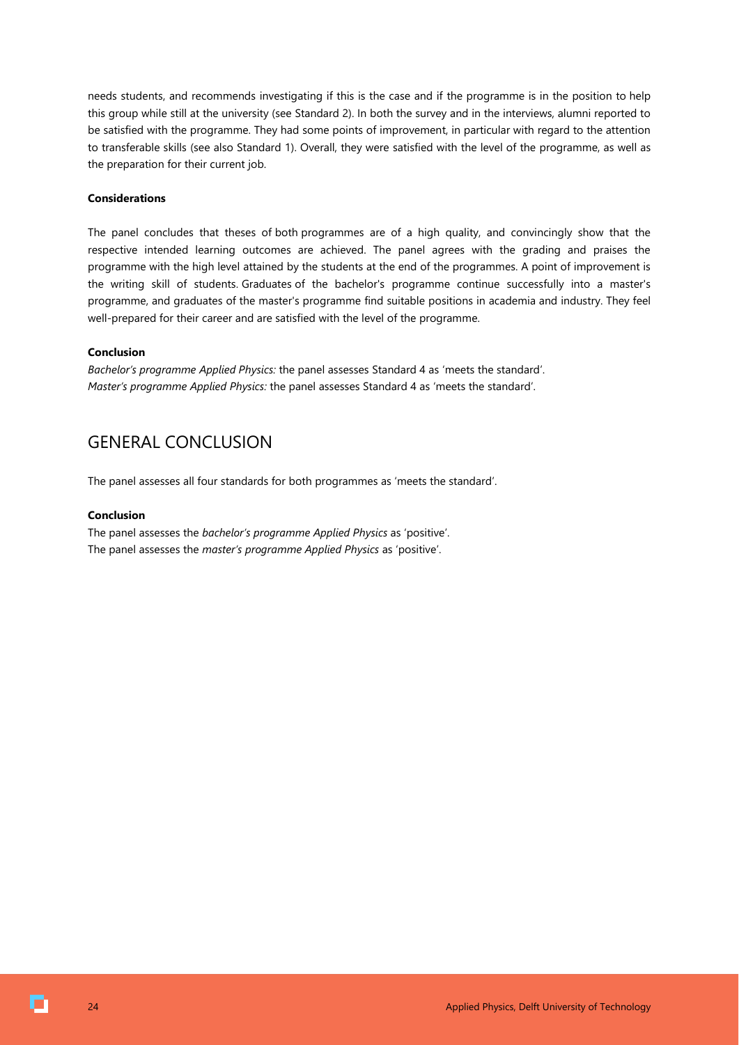needs students, and recommends investigating if this is the case and if the programme is in the position to help this group while still at the university (see Standard 2). In both the survey and in the interviews, alumni reported to be satisfied with the programme. They had some points of improvement, in particular with regard to the attention to transferable skills (see also Standard 1). Overall, they were satisfied with the level of the programme, as well as the preparation for their current job.

**Considerations**

The panel concludes that theses of both programmes are of a high quality, and convincingly show that the respective intended learning outcomes are achieved. The panel agrees with the grading and praises the programme with the high level attained by the students at the end of the programmes. A point of improvement is the writing skill of students. Graduates of the bachelor's programme continue successfully into a master's programme, and graduates of the master's programme find suitable positions in academia and industry. They feel well-prepared for their career and are satisfied with the level of the programme.

**Conclusion**

*Bachelor's programme Applied Physics:* the panel assesses Standard 4 as 'meets the standard'.
*Master's programme Applied Physics:* the panel assesses Standard 4 as 'meets the standard'.

## GENERAL CONCLUSION

The panel assesses all four standards for both programmes as 'meets the standard'.

**Conclusion**

The panel assesses the *bachelor's programme Applied Physics* as 'positive'.
The panel assesses the *master's programme Applied Physics* as 'positive'.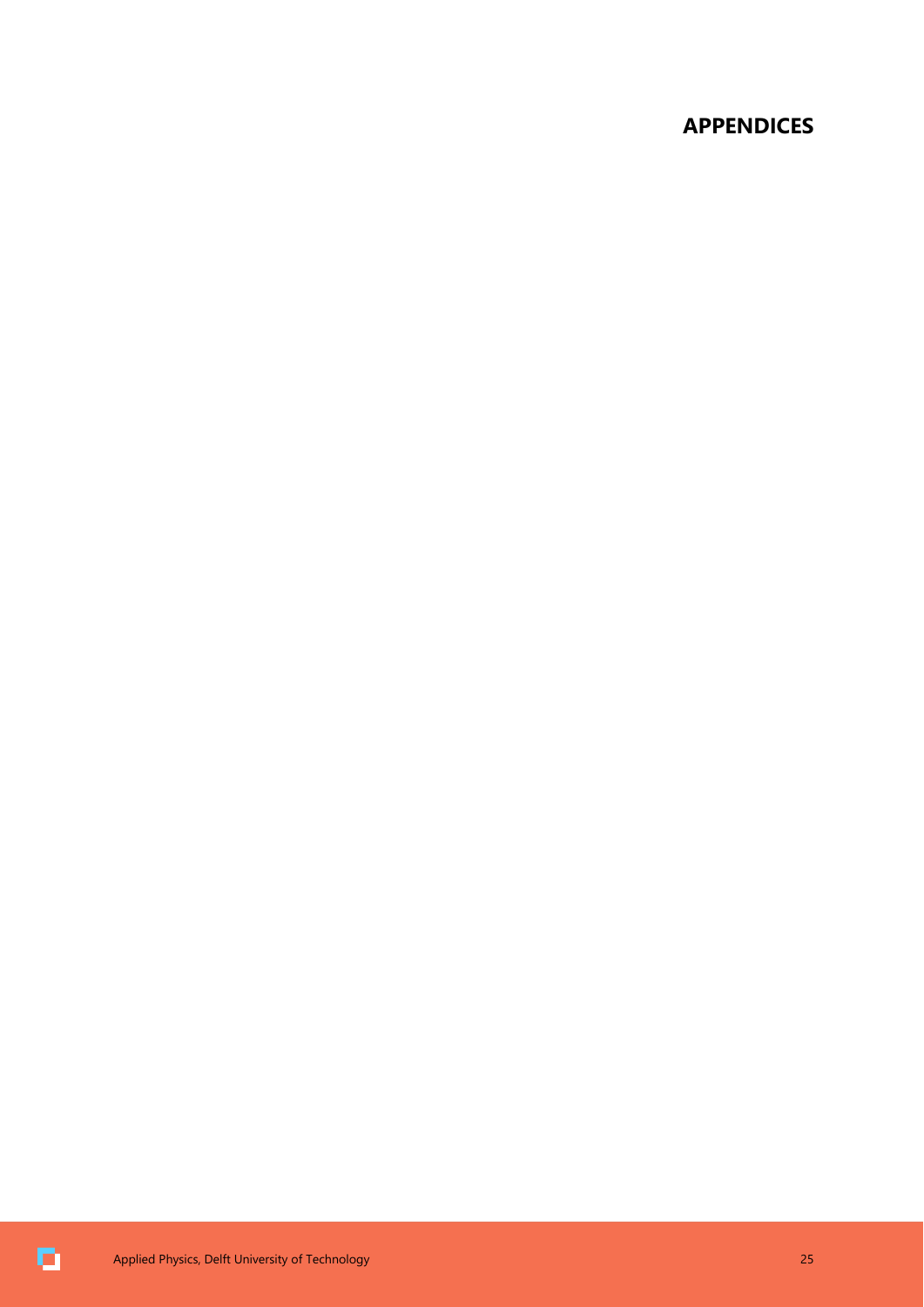# APPENDICES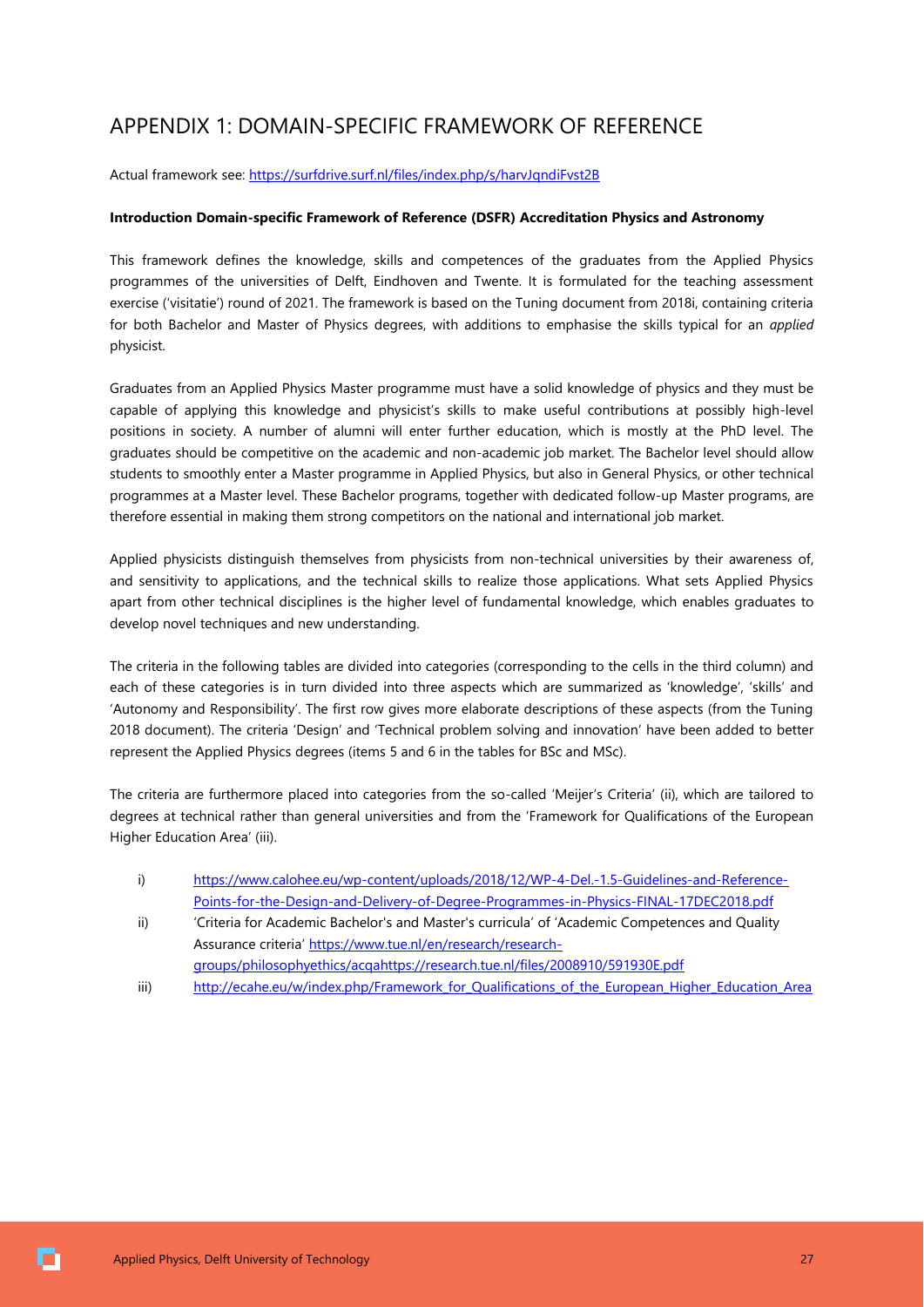# APPENDIX 1: DOMAIN-SPECIFIC FRAMEWORK OF REFERENCE

Actual framework see: https://surfdrive.surf.nl/files/index.php/s/harvJqndiFvst2B

**Introduction Domain-specific Framework of Reference (DSFR) Accreditation Physics and Astronomy**

This framework defines the knowledge, skills and competences of the graduates from the Applied Physics programmes of the universities of Delft, Eindhoven and Twente. It is formulated for the teaching assessment exercise ('visitatie') round of 2021. The framework is based on the Tuning document from 2018i, containing criteria for both Bachelor and Master of Physics degrees, with additions to emphasise the skills typical for an *applied* physicist.

Graduates from an Applied Physics Master programme must have a solid knowledge of physics and they must be capable of applying this knowledge and physicist's skills to make useful contributions at possibly high-level positions in society. A number of alumni will enter further education, which is mostly at the PhD level. The graduates should be competitive on the academic and non-academic job market. The Bachelor level should allow students to smoothly enter a Master programme in Applied Physics, but also in General Physics, or other technical programmes at a Master level. These Bachelor programs, together with dedicated follow-up Master programs, are therefore essential in making them strong competitors on the national and international job market.

Applied physicists distinguish themselves from physicists from non-technical universities by their awareness of, and sensitivity to applications, and the technical skills to realize those applications. What sets Applied Physics apart from other technical disciplines is the higher level of fundamental knowledge, which enables graduates to develop novel techniques and new understanding.

The criteria in the following tables are divided into categories (corresponding to the cells in the third column) and each of these categories is in turn divided into three aspects which are summarized as 'knowledge', 'skills' and 'Autonomy and Responsibility'. The first row gives more elaborate descriptions of these aspects (from the Tuning 2018 document). The criteria 'Design' and 'Technical problem solving and innovation' have been added to better represent the Applied Physics degrees (items 5 and 6 in the tables for BSc and MSc).

The criteria are furthermore placed into categories from the so-called 'Meijer's Criteria' (ii), which are tailored to degrees at technical rather than general universities and from the 'Framework for Qualifications of the European Higher Education Area' (iii).

i) https://www.calohee.eu/wp-content/uploads/2018/12/WP-4-Del.-1.5-Guidelines-and-Reference-Points-for-the-Design-and-Delivery-of-Degree-Programmes-in-Physics-FINAL-17DEC2018.pdf

ii) 'Criteria for Academic Bachelor's and Master's curricula' of 'Academic Competences and Quality Assurance criteria' https://www.tue.nl/en/research/research-groups/philosophyethics/acqahttps://research.tue.nl/files/2008910/591930E.pdf

iii) http://ecahe.eu/w/index.php/Framework_for_Qualifications_of_the_European_Higher_Education_Area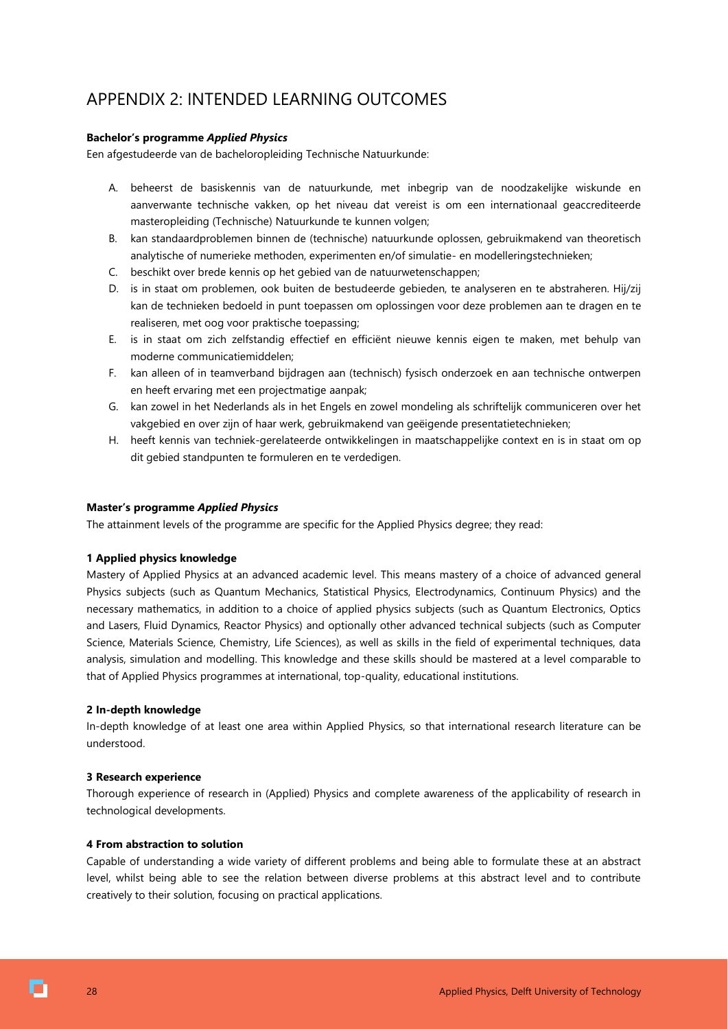# APPENDIX 2: INTENDED LEARNING OUTCOMES

**Bachelor's programme *Applied Physics***

Een afgestudeerde van de bacheloropleiding Technische Natuurkunde:

A. beheerst de basiskennis van de natuurkunde, met inbegrip van de noodzakelijke wiskunde en aanverwante technische vakken, op het niveau dat vereist is om een internationaal geaccrediteerde masteropleiding (Technische) Natuurkunde te kunnen volgen;
B. kan standaardproblemen binnen de (technische) natuurkunde oplossen, gebruikmakend van theoretisch analytische of numerieke methoden, experimenten en/of simulatie- en modelleringstechnieken;
C. beschikt over brede kennis op het gebied van de natuurwetenschappen;
D. is in staat om problemen, ook buiten de bestudeerde gebieden, te analyseren en te abstraheren. Hij/zij kan de technieken bedoeld in punt toepassen om oplossingen voor deze problemen aan te dragen en te realiseren, met oog voor praktische toepassing;
E. is in staat om zich zelfstandig effectief en efficiënt nieuwe kennis eigen te maken, met behulp van moderne communicatiemiddelen;
F. kan alleen of in teamverband bijdragen aan (technisch) fysisch onderzoek en aan technische ontwerpen en heeft ervaring met een projectmatige aanpak;
G. kan zowel in het Nederlands als in het Engels en zowel mondeling als schriftelijk communiceren over het vakgebied en over zijn of haar werk, gebruikmakend van geëigende presentatietechnieken;
H. heeft kennis van techniek-gerelateerde ontwikkelingen in maatschappelijke context en is in staat om op dit gebied standpunten te formuleren en te verdedigen.

**Master's programme *Applied Physics***

The attainment levels of the programme are specific for the Applied Physics degree; they read:

**1 Applied physics knowledge**

Mastery of Applied Physics at an advanced academic level. This means mastery of a choice of advanced general Physics subjects (such as Quantum Mechanics, Statistical Physics, Electrodynamics, Continuum Physics) and the necessary mathematics, in addition to a choice of applied physics subjects (such as Quantum Electronics, Optics and Lasers, Fluid Dynamics, Reactor Physics) and optionally other advanced technical subjects (such as Computer Science, Materials Science, Chemistry, Life Sciences), as well as skills in the field of experimental techniques, data analysis, simulation and modelling. This knowledge and these skills should be mastered at a level comparable to that of Applied Physics programmes at international, top-quality, educational institutions.

**2 In-depth knowledge**

In-depth knowledge of at least one area within Applied Physics, so that international research literature can be understood.

**3 Research experience**

Thorough experience of research in (Applied) Physics and complete awareness of the applicability of research in technological developments.

**4 From abstraction to solution**

Capable of understanding a wide variety of different problems and being able to formulate these at an abstract level, whilst being able to see the relation between diverse problems at this abstract level and to contribute creatively to their solution, focusing on practical applications.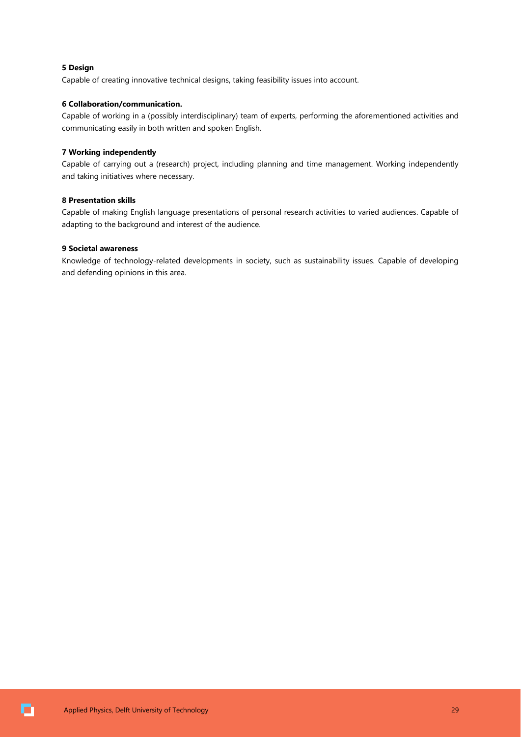**5 Design**

Capable of creating innovative technical designs, taking feasibility issues into account.

**6 Collaboration/communication.**

Capable of working in a (possibly interdisciplinary) team of experts, performing the aforementioned activities and communicating easily in both written and spoken English.

**7 Working independently**

Capable of carrying out a (research) project, including planning and time management. Working independently and taking initiatives where necessary.

**8 Presentation skills**

Capable of making English language presentations of personal research activities to varied audiences. Capable of adapting to the background and interest of the audience.

**9 Societal awareness**

Knowledge of technology-related developments in society, such as sustainability issues. Capable of developing and defending opinions in this area.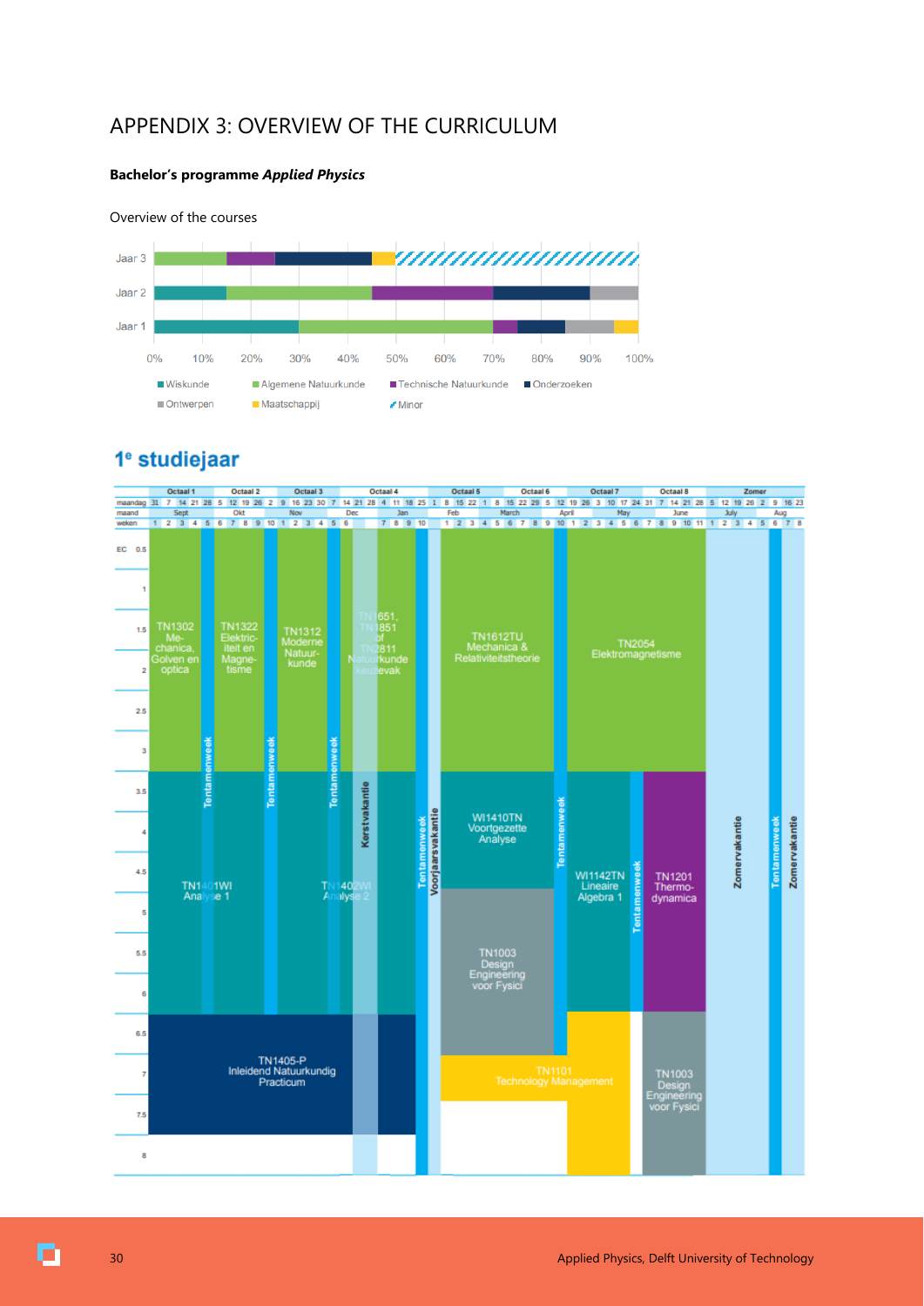# APPENDIX 3: OVERVIEW OF THE CURRICULUM

**Bachelor's programme *Applied Physics***

Overview of the courses

Jaar 3

Jaar 2

Jaar 1

0% 10% 20% 30% 40% 50% 60% 70% 80% 90% 100%

Wiskunde | Algemene Natuurkunde | Technische Natuurkunde | Onderzoeken | Ontwerpen | Maatschappij | Minor

## 1e studiejaar

Octaal 1 | Octaal 2 | Octaal 3 | Octaal 4 | Octaal 5 | Octaal 6 | Octaal 7 | Octaal 8 | Zomer

maandag: 31 7 14 21 28 5 12 19 26 2 9 16 23 30 7 14 21 28 4 11 18 25 1 8 15 22 1 8 15 22 29 5 12 19 26 3 10 17 24 31 7 14 21 28 5 12 19 26 2 9 16 23

maand: Sept | Okt | Nov | Dec | Jan | Feb | March | April | May | June | July | Aug

weken: 1 2 3 4 5 6 7 8 9 10 1 2 3 4 5 6 7 8 9 10 1 2 3 4 5 6 7 8 9 10 1 2 3 4 5 6 7 8 9 10 11 1 2 3 4 5 6 7 8

EC: 0.5, 1, 1.5, 2, 2.5, 3, 3.5, 4, 4.5, 5, 5.5, 6, 6.5, 7, 7.5, 8

- TN1302 Mechanica, Golven en optica
- TN1322 Elektriciteit en Magnetisme
- TN1312 Moderne Natuurkunde
- TN1651, TN1851 of TN2811 Natuurkunde keuzevak
- TN1612TU Mechanica & Relativiteitstheorie
- TN2054 Elektromagnetisme
- TN1401WI Analyse 1
- TN1402WI Analyse 2
- WI1410TN Voortgezette Analyse
- WI1142TN Lineaire Algebra 1
- TN1201 Thermodynamica
- TN1003 Design Engineering voor Fysici
- TN1405-P Inleidend Natuurkundig Practicum
- TN1101 Technology Management
- TN1003 Design Engineering voor Fysici

Tentamenweek | Kerstvakantie | Voorjaarsvakantie | Zomervakantie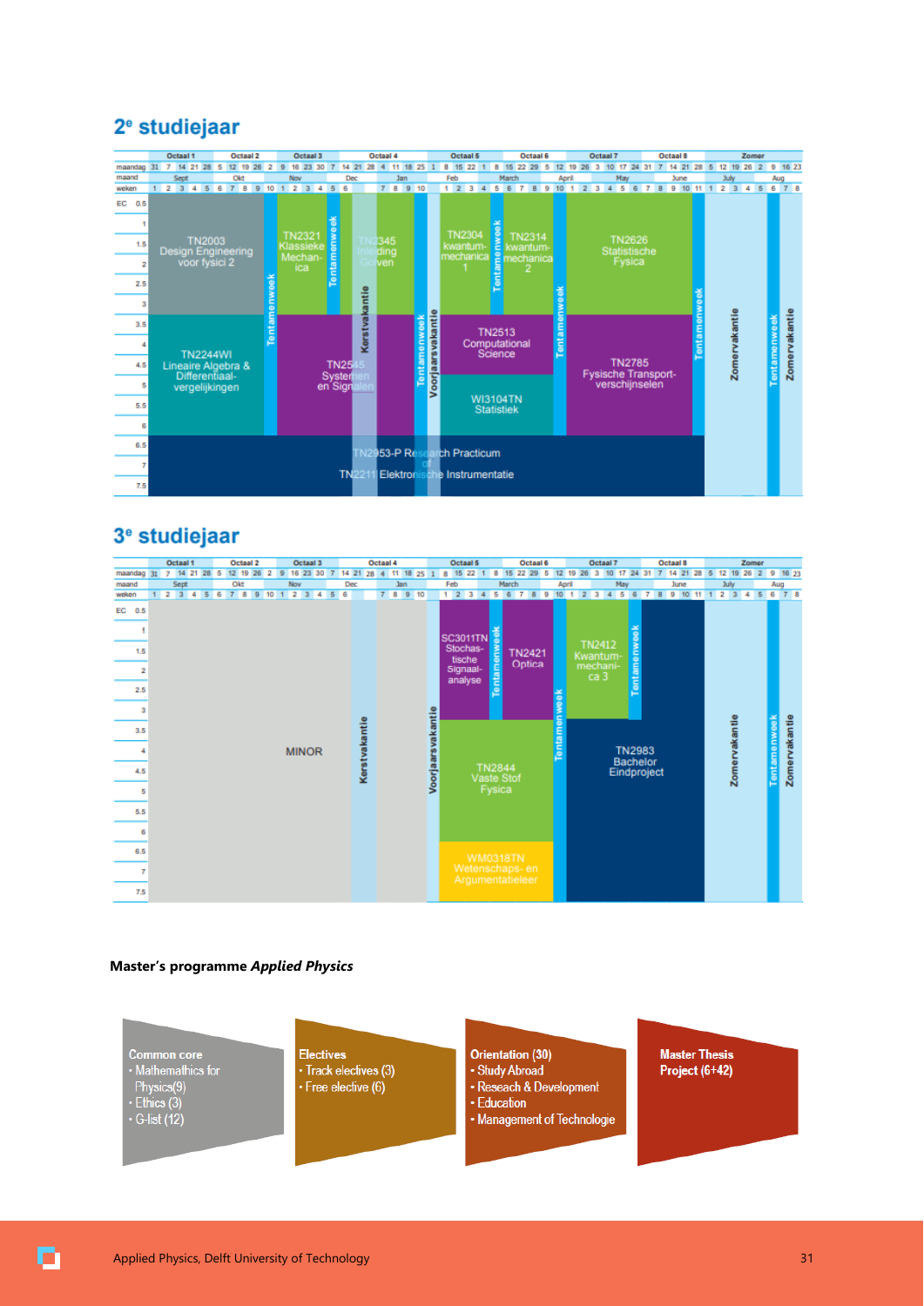## 2ᵉ studiejaar

| Octaal 1 | Octaal 2 | Octaal 3 | Octaal 4 | Octaal 5 | Octaal 6 | Octaal 7 | Octaal 8 | Zomer |
|---|---|---|---|---|---|---|---|---|

- TN2003 Design Engineering voor fysici 2
- TN2244WI Lineaire Algebra & Differentiaal-vergelijkingen
- TN2321 Klassieke Mechanica
- TN2345 Inleiding Golven
- TN2545 Systemen en Signalen
- TN2304 kwantum-mechanica 1
- TN2314 kwantum-mechanica 2
- TN2513 Computational Science
- WI3104TN Statistiek
- TN2626 Statistische Fysica
- TN2785 Fysische Transport-verschijnselen
- TN2953-P Research Practicum of TN2211 Elektronische Instrumentatie
- Tentamenweek, Kerstvakantie, Voorjaarsvakantie, Zomervakantie

## 3ᵉ studiejaar

| Octaal 1 | Octaal 2 | Octaal 3 | Octaal 4 | Octaal 5 | Octaal 6 | Octaal 7 | Octaal 8 | Zomer |
|---|---|---|---|---|---|---|---|---|

- MINOR
- SC3011TN Stochastische Signaalanalyse
- TN2421 Optica
- TN2844 Vaste Stof Fysica
- WM0318TN Wetenschaps- en Argumentatieleer
- TN2412 Kwantum-mechanica 3
- TN2983 Bachelor Eindproject
- Tentamenweek, Kerstvakantie, Voorjaarsvakantie, Zomervakantie

**Master's programme *Applied Physics***

**Common core**
- Mathemathics for Physics(9)
- Ethics (3)
- G-list (12)

**Electives**
- Track electives (3)
- Free elective (6)

**Orientation (30)**
- Study Abroad
- Reseach & Development
- Education
- Management of Technologie

**Master Thesis Project (6+42)**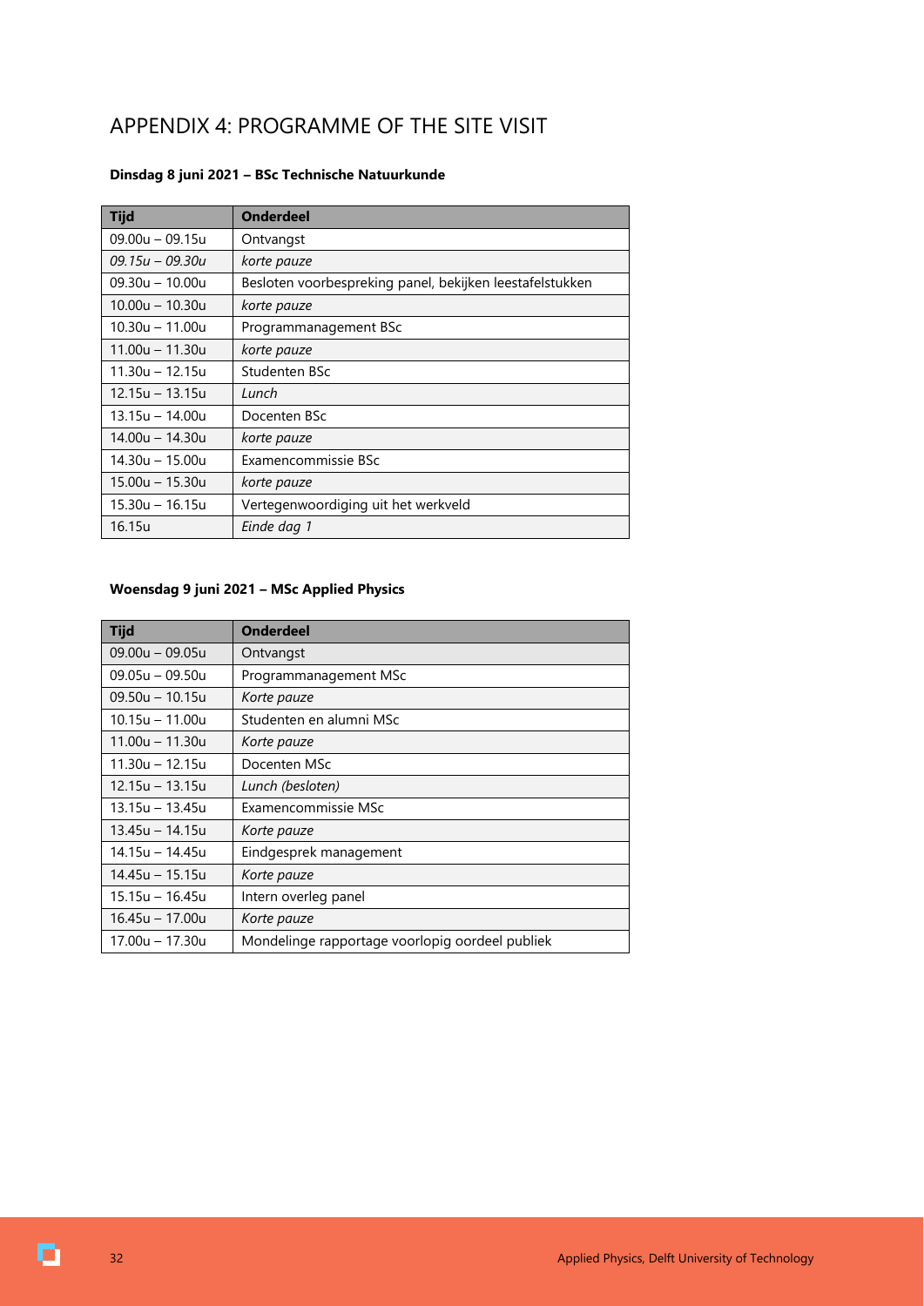# APPENDIX 4: PROGRAMME OF THE SITE VISIT

**Dinsdag 8 juni 2021 – BSc Technische Natuurkunde**

| Tijd | Onderdeel |
|---|---|
| 09.00u – 09.15u | Ontvangst |
| *09.15u – 09.30u* | *korte pauze* |
| 09.30u – 10.00u | Besloten voorbespreking panel, bekijken leestafelstukken |
| 10.00u – 10.30u | *korte pauze* |
| 10.30u – 11.00u | Programmanagement BSc |
| 11.00u – 11.30u | *korte pauze* |
| 11.30u – 12.15u | Studenten BSc |
| 12.15u – 13.15u | *Lunch* |
| 13.15u – 14.00u | Docenten BSc |
| 14.00u – 14.30u | *korte pauze* |
| 14.30u – 15.00u | Examencommissie BSc |
| 15.00u – 15.30u | *korte pauze* |
| 15.30u – 16.15u | Vertegenwoordiging uit het werkveld |
| 16.15u | *Einde dag 1* |

**Woensdag 9 juni 2021 – MSc Applied Physics**

| Tijd | Onderdeel |
|---|---|
| 09.00u – 09.05u | Ontvangst |
| 09.05u – 09.50u | Programmanagement MSc |
| 09.50u – 10.15u | *Korte pauze* |
| 10.15u – 11.00u | Studenten en alumni MSc |
| 11.00u – 11.30u | *Korte pauze* |
| 11.30u – 12.15u | Docenten MSc |
| 12.15u – 13.15u | *Lunch (besloten)* |
| 13.15u – 13.45u | Examencommissie MSc |
| 13.45u – 14.15u | *Korte pauze* |
| 14.15u – 14.45u | Eindgesprek management |
| 14.45u – 15.15u | *Korte pauze* |
| 15.15u – 16.45u | Intern overleg panel |
| 16.45u – 17.00u | *Korte pauze* |
| 17.00u – 17.30u | Mondelinge rapportage voorlopig oordeel publiek |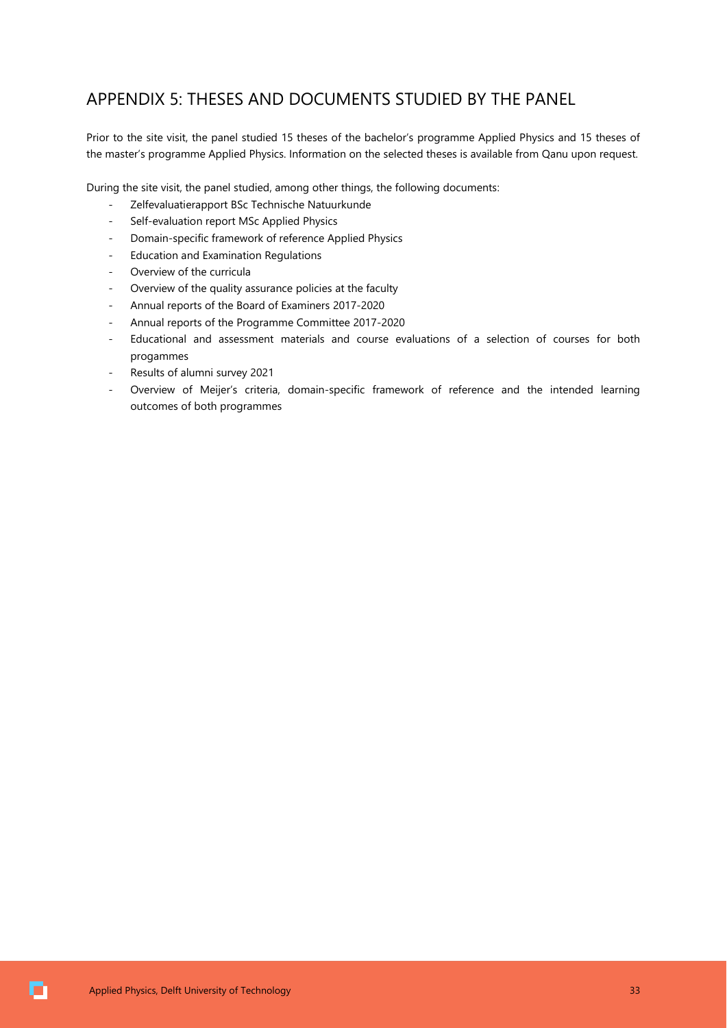## APPENDIX 5: THESES AND DOCUMENTS STUDIED BY THE PANEL

Prior to the site visit, the panel studied 15 theses of the bachelor's programme Applied Physics and 15 theses of the master's programme Applied Physics. Information on the selected theses is available from Qanu upon request.

During the site visit, the panel studied, among other things, the following documents:

- Zelfevaluatierapport BSc Technische Natuurkunde
- Self-evaluation report MSc Applied Physics
- Domain-specific framework of reference Applied Physics
- Education and Examination Regulations
- Overview of the curricula
- Overview of the quality assurance policies at the faculty
- Annual reports of the Board of Examiners 2017-2020
- Annual reports of the Programme Committee 2017-2020
- Educational and assessment materials and course evaluations of a selection of courses for both progammes
- Results of alumni survey 2021
- Overview of Meijer's criteria, domain-specific framework of reference and the intended learning outcomes of both programmes